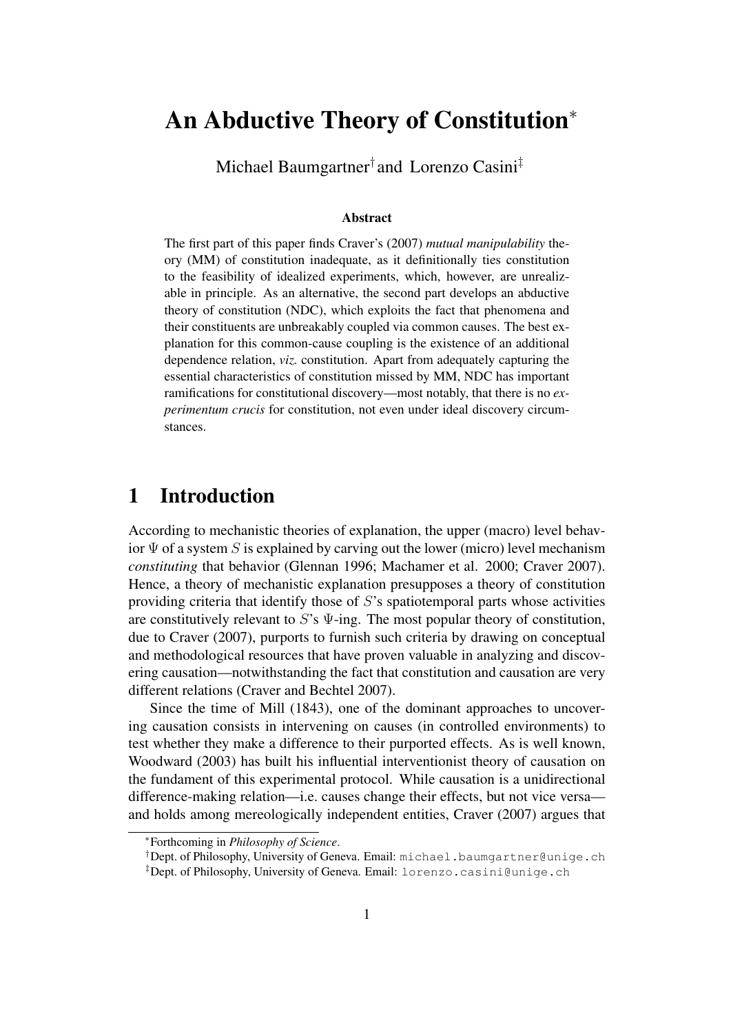# An Abductive Theory of Constitution[*]

Michael Baumgartner[†] and Lorenzo Casini[‡]

### Abstract

The first part of this paper finds Craver's (2007) *mutual manipulability* theory (MM) of constitution inadequate, as it definitionally ties constitution to the feasibility of idealized experiments, which, however, are unrealizable in principle. As an alternative, the second part develops an abductive theory of constitution (NDC), which exploits the fact that phenomena and their constituents are unbreakably coupled via common causes. The best explanation for this common-cause coupling is the existence of an additional dependence relation, *viz.* constitution. Apart from adequately capturing the essential characteristics of constitution missed by MM, NDC has important ramifications for constitutional discovery—most notably, that there is no *experimentum crucis* for constitution, not even under ideal discovery circumstances.

## 1 Introduction

According to mechanistic theories of explanation, the upper (macro) level behavior $\Psi$ of a system $S$ is explained by carving out the lower (micro) level mechanism *constituting* that behavior (Glennan 1996; Machamer et al. 2000; Craver 2007). Hence, a theory of mechanistic explanation presupposes a theory of constitution providing criteria that identify those of $S$'s spatiotemporal parts whose activities are constitutively relevant to $S$'s $\Psi$-ing. The most popular theory of constitution, due to Craver (2007), purports to furnish such criteria by drawing on conceptual and methodological resources that have proven valuable in analyzing and discovering causation—notwithstanding the fact that constitution and causation are very different relations (Craver and Bechtel 2007).

Since the time of Mill (1843), one of the dominant approaches to uncovering causation consists in intervening on causes (in controlled environments) to test whether they make a difference to their purported effects. As is well known, Woodward (2003) has built his influential interventionist theory of causation on the fundament of this experimental protocol. While causation is a unidirectional difference-making relation—i.e. causes change their effects, but not vice versa—and holds among mereologically independent entities, Craver (2007) argues that

---

[*] Forthcoming in *Philosophy of Science*.

[†] Dept. of Philosophy, University of Geneva. Email: michael.baumgartner@unige.ch

[‡] Dept. of Philosophy, University of Geneva. Email: lorenzo.casini@unige.ch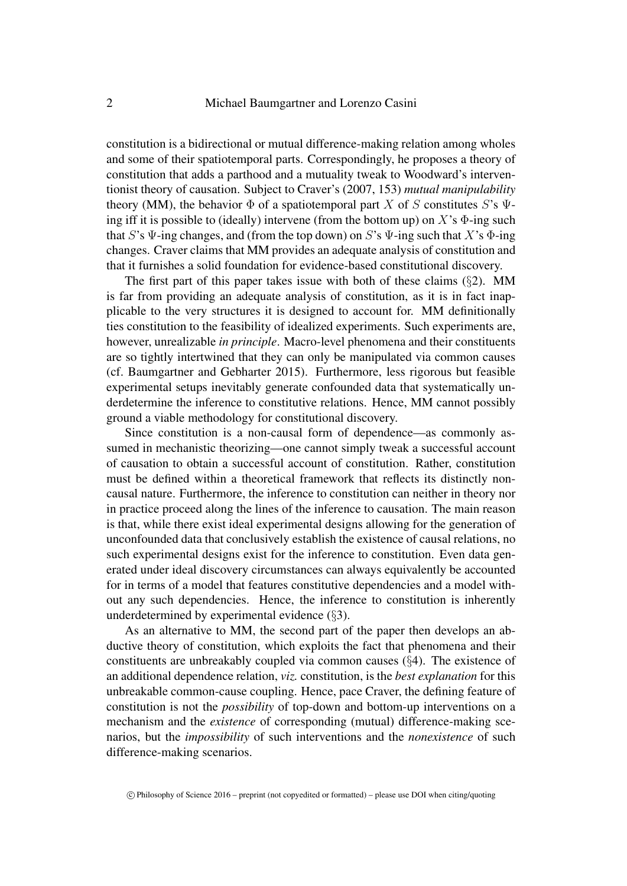constitution is a bidirectional or mutual difference-making relation among wholes and some of their spatiotemporal parts. Correspondingly, he proposes a theory of constitution that adds a parthood and a mutuality tweak to Woodward's interventionist theory of causation. Subject to Craver's (2007, 153) *mutual manipulability* theory (MM), the behavior $\Phi$ of a spatiotemporal part $X$ of $S$ constitutes $S$'s $\Psi$-ing iff it is possible to (ideally) intervene (from the bottom up) on $X$'s $\Phi$-ing such that $S$'s $\Psi$-ing changes, and (from the top down) on $S$'s $\Psi$-ing such that $X$'s $\Phi$-ing changes. Craver claims that MM provides an adequate analysis of constitution and that it furnishes a solid foundation for evidence-based constitutional discovery.

The first part of this paper takes issue with both of these claims (§2). MM is far from providing an adequate analysis of constitution, as it is in fact inapplicable to the very structures it is designed to account for. MM definitionally ties constitution to the feasibility of idealized experiments. Such experiments are, however, unrealizable *in principle*. Macro-level phenomena and their constituents are so tightly intertwined that they can only be manipulated via common causes (cf. Baumgartner and Gebharter 2015). Furthermore, less rigorous but feasible experimental setups inevitably generate confounded data that systematically underdetermine the inference to constitutive relations. Hence, MM cannot possibly ground a viable methodology for constitutional discovery.

Since constitution is a non-causal form of dependence—as commonly assumed in mechanistic theorizing—one cannot simply tweak a successful account of causation to obtain a successful account of constitution. Rather, constitution must be defined within a theoretical framework that reflects its distinctly non-causal nature. Furthermore, the inference to constitution can neither in theory nor in practice proceed along the lines of the inference to causation. The main reason is that, while there exist ideal experimental designs allowing for the generation of unconfounded data that conclusively establish the existence of causal relations, no such experimental designs exist for the inference to constitution. Even data generated under ideal discovery circumstances can always equivalently be accounted for in terms of a model that features constitutive dependencies and a model without any such dependencies. Hence, the inference to constitution is inherently underdetermined by experimental evidence (§3).

As an alternative to MM, the second part of the paper then develops an abductive theory of constitution, which exploits the fact that phenomena and their constituents are unbreakably coupled via common causes (§4). The existence of an additional dependence relation, *viz.* constitution, is the *best explanation* for this unbreakable common-cause coupling. Hence, pace Craver, the defining feature of constitution is not the *possibility* of top-down and bottom-up interventions on a mechanism and the *existence* of corresponding (mutual) difference-making scenarios, but the *impossibility* of such interventions and the *nonexistence* of such difference-making scenarios.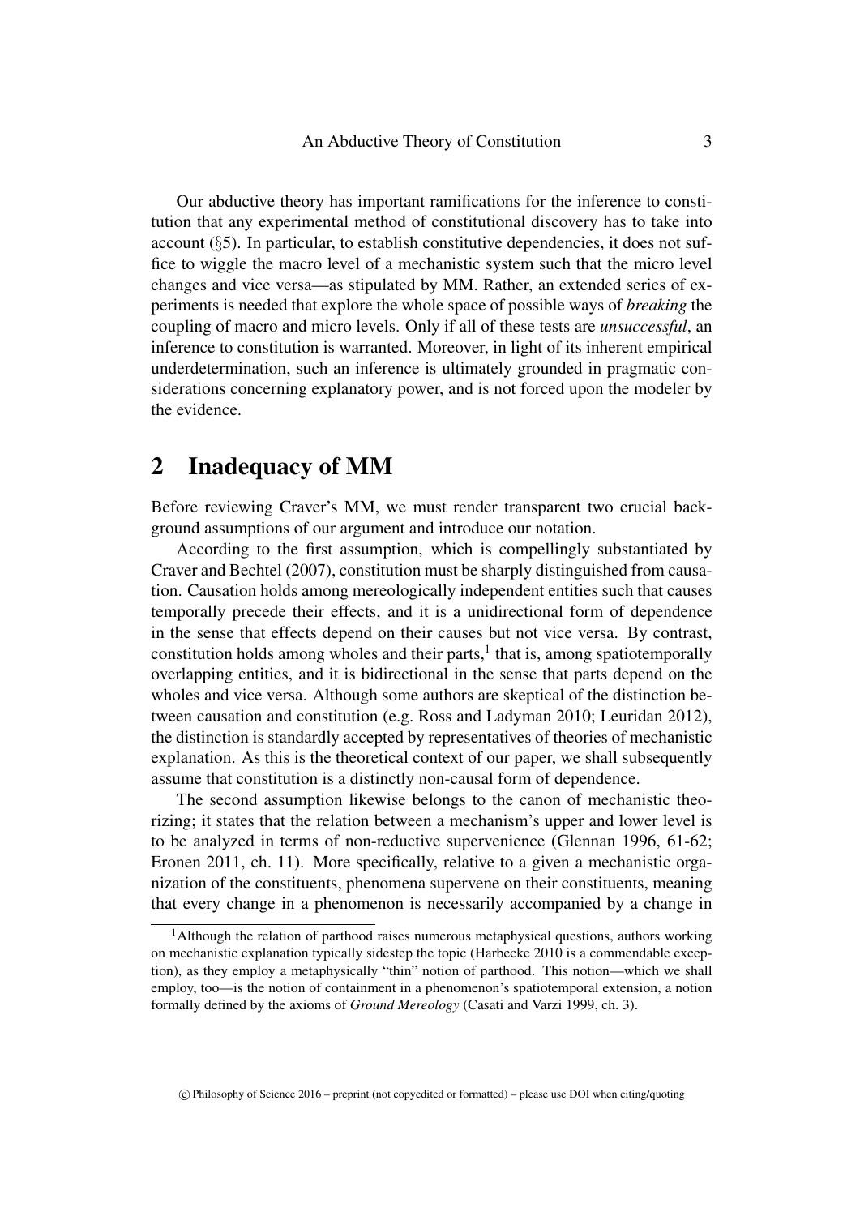Our abductive theory has important ramifications for the inference to constitution that any experimental method of constitutional discovery has to take into account (§5). In particular, to establish constitutive dependencies, it does not suffice to wiggle the macro level of a mechanistic system such that the micro level changes and vice versa—as stipulated by MM. Rather, an extended series of experiments is needed that explore the whole space of possible ways of *breaking* the coupling of macro and micro levels. Only if all of these tests are *unsuccessful*, an inference to constitution is warranted. Moreover, in light of its inherent empirical underdetermination, such an inference is ultimately grounded in pragmatic considerations concerning explanatory power, and is not forced upon the modeler by the evidence.

## 2 Inadequacy of MM

Before reviewing Craver's MM, we must render transparent two crucial background assumptions of our argument and introduce our notation.

According to the first assumption, which is compellingly substantiated by Craver and Bechtel (2007), constitution must be sharply distinguished from causation. Causation holds among mereologically independent entities such that causes temporally precede their effects, and it is a unidirectional form of dependence in the sense that effects depend on their causes but not vice versa. By contrast, constitution holds among wholes and their parts,[1] that is, among spatiotemporally overlapping entities, and it is bidirectional in the sense that parts depend on the wholes and vice versa. Although some authors are skeptical of the distinction between causation and constitution (e.g. Ross and Ladyman 2010; Leuridan 2012), the distinction is standardly accepted by representatives of theories of mechanistic explanation. As this is the theoretical context of our paper, we shall subsequently assume that constitution is a distinctly non-causal form of dependence.

The second assumption likewise belongs to the canon of mechanistic theorizing; it states that the relation between a mechanism's upper and lower level is to be analyzed in terms of non-reductive supervenience (Glennan 1996, 61-62; Eronen 2011, ch. 11). More specifically, relative to a given a mechanistic organization of the constituents, phenomena supervene on their constituents, meaning that every change in a phenomenon is necessarily accompanied by a change in

[1] Although the relation of parthood raises numerous metaphysical questions, authors working on mechanistic explanation typically sidestep the topic (Harbecke 2010 is a commendable exception), as they employ a metaphysically "thin" notion of parthood. This notion—which we shall employ, too—is the notion of containment in a phenomenon's spatiotemporal extension, a notion formally defined by the axioms of *Ground Mereology* (Casati and Varzi 1999, ch. 3).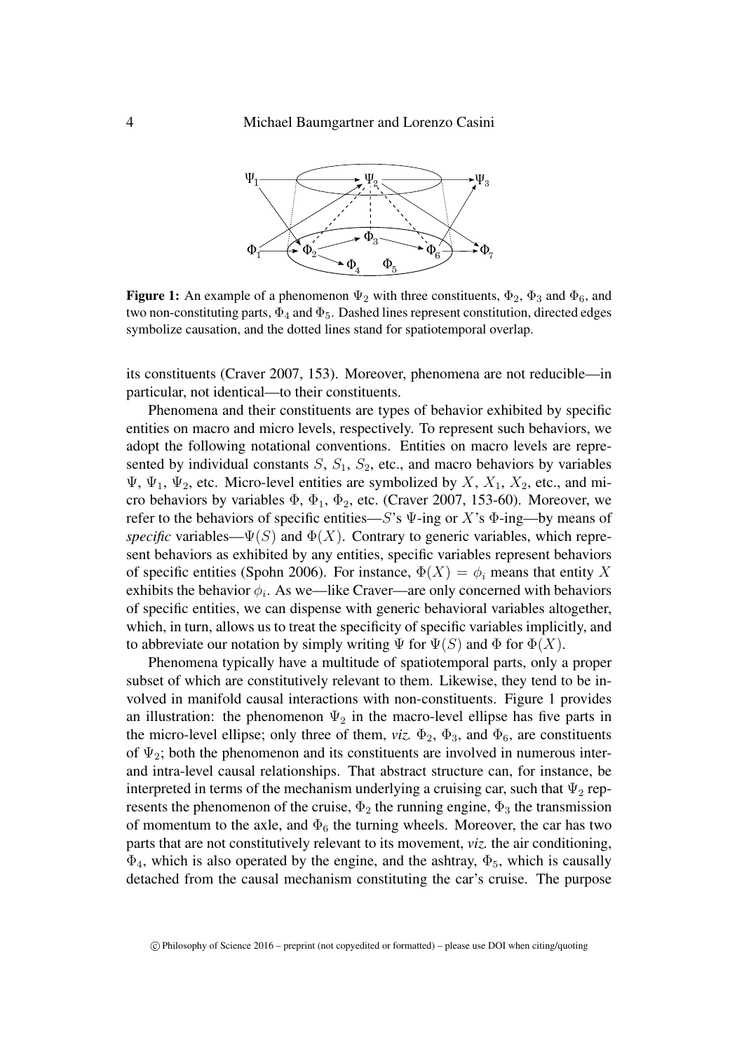**Figure 1:** An example of a phenomenon $\Psi_2$ with three constituents, $\Phi_2$, $\Phi_3$ and $\Phi_6$, and two non-constituting parts, $\Phi_4$ and $\Phi_5$. Dashed lines represent constitution, directed edges symbolize causation, and the dotted lines stand for spatiotemporal overlap.

its constituents (Craver 2007, 153). Moreover, phenomena are not reducible—in particular, not identical—to their constituents.

Phenomena and their constituents are types of behavior exhibited by specific entities on macro and micro levels, respectively. To represent such behaviors, we adopt the following notational conventions. Entities on macro levels are represented by individual constants $S$, $S_1$, $S_2$, etc., and macro behaviors by variables $\Psi$, $\Psi_1$, $\Psi_2$, etc. Micro-level entities are symbolized by $X$, $X_1$, $X_2$, etc., and micro behaviors by variables $\Phi$, $\Phi_1$, $\Phi_2$, etc. (Craver 2007, 153-60). Moreover, we refer to the behaviors of specific entities—$S$'s $\Psi$-ing or $X$'s $\Phi$-ing—by means of *specific* variables—$\Psi(S)$ and $\Phi(X)$. Contrary to generic variables, which represent behaviors as exhibited by any entities, specific variables represent behaviors of specific entities (Spohn 2006). For instance, $\Phi(X) = \phi_i$ means that entity $X$ exhibits the behavior $\phi_i$. As we—like Craver—are only concerned with behaviors of specific entities, we can dispense with generic behavioral variables altogether, which, in turn, allows us to treat the specificity of specific variables implicitly, and to abbreviate our notation by simply writing $\Psi$ for $\Psi(S)$ and $\Phi$ for $\Phi(X)$.

Phenomena typically have a multitude of spatiotemporal parts, only a proper subset of which are constitutively relevant to them. Likewise, they tend to be involved in manifold causal interactions with non-constituents. Figure 1 provides an illustration: the phenomenon $\Psi_2$ in the macro-level ellipse has five parts in the micro-level ellipse; only three of them, *viz.* $\Phi_2$, $\Phi_3$, and $\Phi_6$, are constituents of $\Psi_2$; both the phenomenon and its constituents are involved in numerous inter- and intra-level causal relationships. That abstract structure can, for instance, be interpreted in terms of the mechanism underlying a cruising car, such that $\Psi_2$ represents the phenomenon of the cruise, $\Phi_2$ the running engine, $\Phi_3$ the transmission of momentum to the axle, and $\Phi_6$ the turning wheels. Moreover, the car has two parts that are not constitutively relevant to its movement, *viz.* the air conditioning, $\Phi_4$, which is also operated by the engine, and the ashtray, $\Phi_5$, which is causally detached from the causal mechanism constituting the car's cruise. The purpose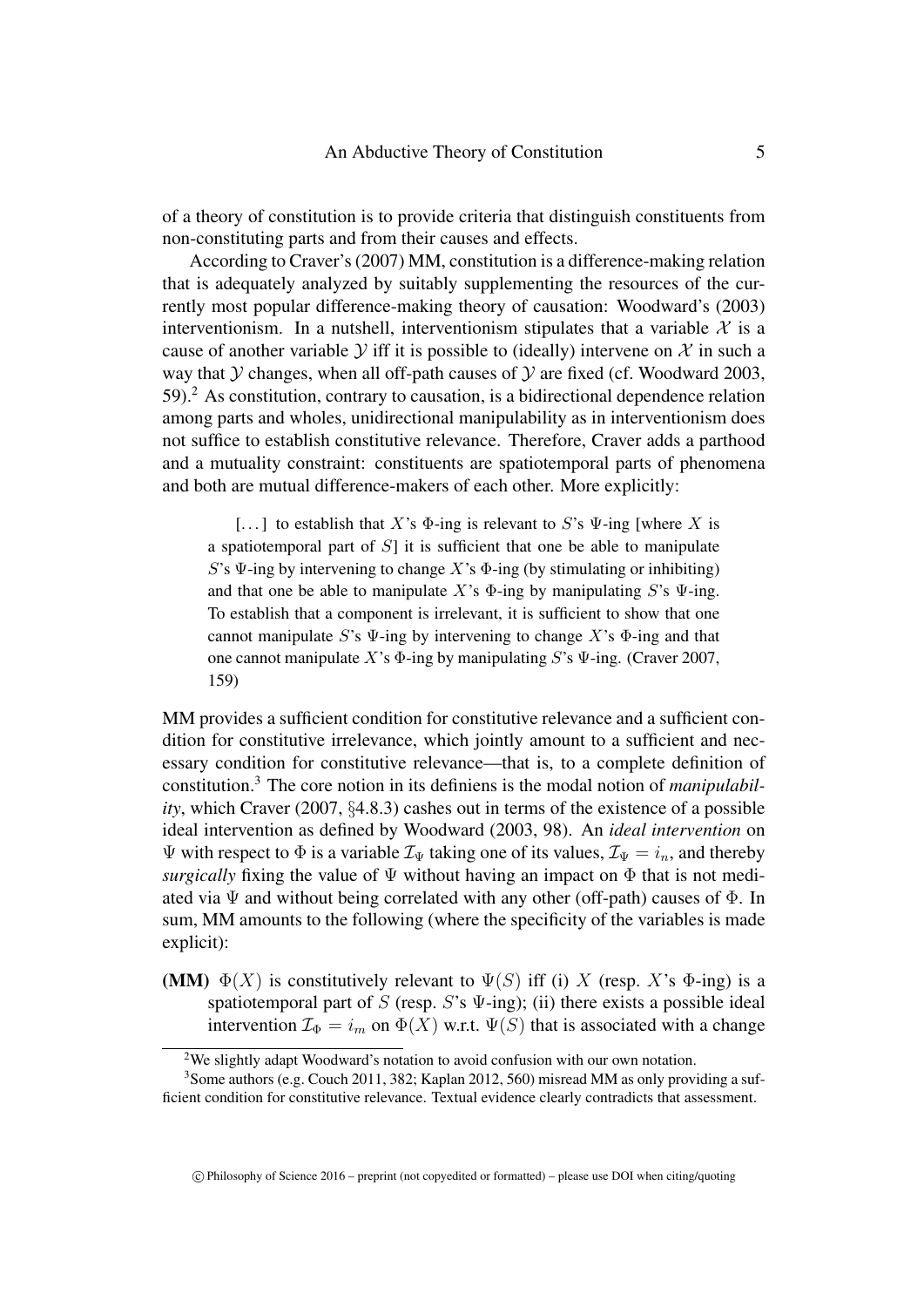of a theory of constitution is to provide criteria that distinguish constituents from non-constituting parts and from their causes and effects.

According to Craver's (2007) MM, constitution is a difference-making relation that is adequately analyzed by suitably supplementing the resources of the currently most popular difference-making theory of causation: Woodward's (2003) interventionism. In a nutshell, interventionism stipulates that a variable $\mathcal{X}$ is a cause of another variable $\mathcal{Y}$ iff it is possible to (ideally) intervene on $\mathcal{X}$ in such a way that $\mathcal{Y}$ changes, when all off-path causes of $\mathcal{Y}$ are fixed (cf. Woodward 2003, 59).[2] As constitution, contrary to causation, is a bidirectional dependence relation among parts and wholes, unidirectional manipulability as in interventionism does not suffice to establish constitutive relevance. Therefore, Craver adds a parthood and a mutuality constraint: constituents are spatiotemporal parts of phenomena and both are mutual difference-makers of each other. More explicitly:

> [...] to establish that $X$'s $\Phi$-ing is relevant to $S$'s $\Psi$-ing [where $X$ is a spatiotemporal part of $S$] it is sufficient that one be able to manipulate $S$'s $\Psi$-ing by intervening to change $X$'s $\Phi$-ing (by stimulating or inhibiting) and that one be able to manipulate $X$'s $\Phi$-ing by manipulating $S$'s $\Psi$-ing. To establish that a component is irrelevant, it is sufficient to show that one cannot manipulate $S$'s $\Psi$-ing by intervening to change $X$'s $\Phi$-ing and that one cannot manipulate $X$'s $\Phi$-ing by manipulating $S$'s $\Psi$-ing. (Craver 2007, 159)

MM provides a sufficient condition for constitutive relevance and a sufficient condition for constitutive irrelevance, which jointly amount to a sufficient and necessary condition for constitutive relevance—that is, to a complete definition of constitution.[3] The core notion in its definiens is the modal notion of *manipulability*, which Craver (2007, §4.8.3) cashes out in terms of the existence of a possible ideal intervention as defined by Woodward (2003, 98). An *ideal intervention* on $\Psi$ with respect to $\Phi$ is a variable $\mathcal{I}_\Psi$ taking one of its values, $\mathcal{I}_\Psi = i_n$, and thereby *surgically* fixing the value of $\Psi$ without having an impact on $\Phi$ that is not mediated via $\Psi$ and without being correlated with any other (off-path) causes of $\Phi$. In sum, MM amounts to the following (where the specificity of the variables is made explicit):

**(MM)** $\Phi(X)$ is constitutively relevant to $\Psi(S)$ iff (i) $X$ (resp. $X$'s $\Phi$-ing) is a spatiotemporal part of $S$ (resp. $S$'s $\Psi$-ing); (ii) there exists a possible ideal intervention $\mathcal{I}_\Phi = i_m$ on $\Phi(X)$ w.r.t. $\Psi(S)$ that is associated with a change

[2] We slightly adapt Woodward's notation to avoid confusion with our own notation.

[3] Some authors (e.g. Couch 2011, 382; Kaplan 2012, 560) misread MM as only providing a sufficient condition for constitutive relevance. Textual evidence clearly contradicts that assessment.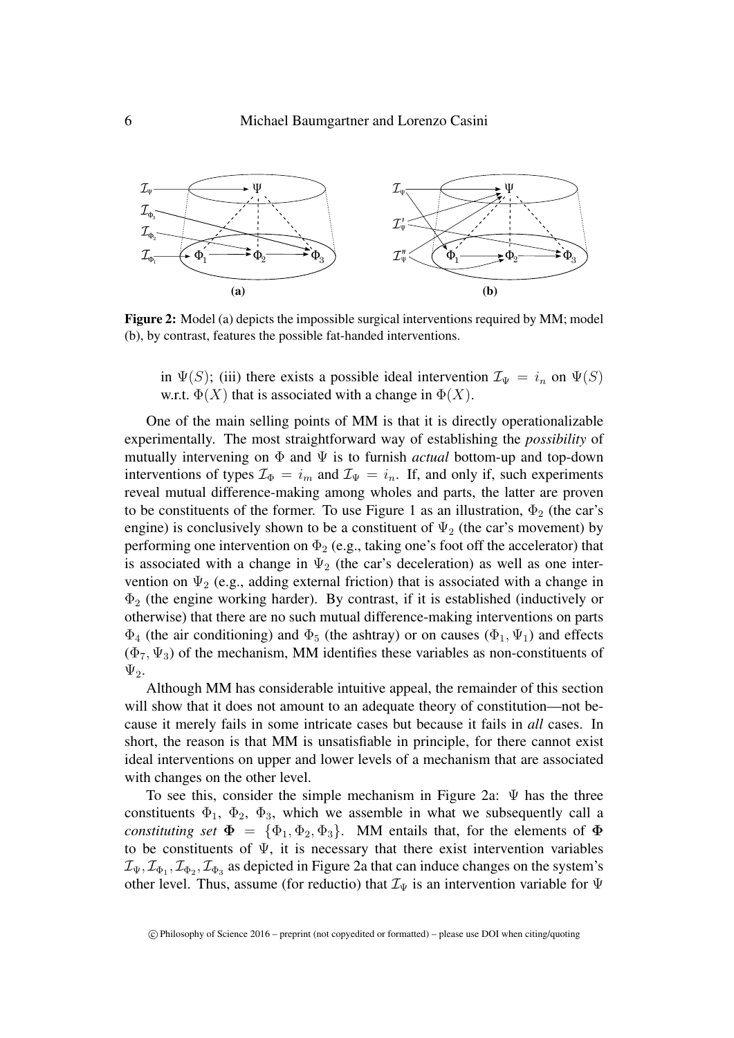**Figure 2:** Model (a) depicts the impossible surgical interventions required by MM; model (b), by contrast, features the possible fat-handed interventions.

in $\Psi(S)$; (iii) there exists a possible ideal intervention $\mathcal{I}_\Psi = i_n$ on $\Psi(S)$ w.r.t. $\Phi(X)$ that is associated with a change in $\Phi(X)$.

One of the main selling points of MM is that it is directly operationalizable experimentally. The most straightforward way of establishing the *possibility* of mutually intervening on $\Phi$ and $\Psi$ is to furnish *actual* bottom-up and top-down interventions of types $\mathcal{I}_\Phi = i_m$ and $\mathcal{I}_\Psi = i_n$. If, and only if, such experiments reveal mutual difference-making among wholes and parts, the latter are proven to be constituents of the former. To use Figure 1 as an illustration, $\Phi_2$ (the car's engine) is conclusively shown to be a constituent of $\Psi_2$ (the car's movement) by performing one intervention on $\Phi_2$ (e.g., taking one's foot off the accelerator) that is associated with a change in $\Psi_2$ (the car's deceleration) as well as one intervention on $\Psi_2$ (e.g., adding external friction) that is associated with a change in $\Phi_2$ (the engine working harder). By contrast, if it is established (inductively or otherwise) that there are no such mutual difference-making interventions on parts $\Phi_4$ (the air conditioning) and $\Phi_5$ (the ashtray) or on causes $(\Phi_1, \Psi_1)$ and effects $(\Phi_7, \Psi_3)$ of the mechanism, MM identifies these variables as non-constituents of $\Psi_2$.

Although MM has considerable intuitive appeal, the remainder of this section will show that it does not amount to an adequate theory of constitution—not because it merely fails in some intricate cases but because it fails in *all* cases. In short, the reason is that MM is unsatisfiable in principle, for there cannot exist ideal interventions on upper and lower levels of a mechanism that are associated with changes on the other level.

To see this, consider the simple mechanism in Figure 2a: $\Psi$ has the three constituents $\Phi_1$, $\Phi_2$, $\Phi_3$, which we assemble in what we subsequently call a *constituting set* $\mathbf{\Phi} = \{\Phi_1, \Phi_2, \Phi_3\}$. MM entails that, for the elements of $\mathbf{\Phi}$ to be constituents of $\Psi$, it is necessary that there exist intervention variables $\mathcal{I}_\Psi, \mathcal{I}_{\Phi_1}, \mathcal{I}_{\Phi_2}, \mathcal{I}_{\Phi_3}$ as depicted in Figure 2a that can induce changes on the system's other level. Thus, assume (for reductio) that $\mathcal{I}_\Psi$ is an intervention variable for $\Psi$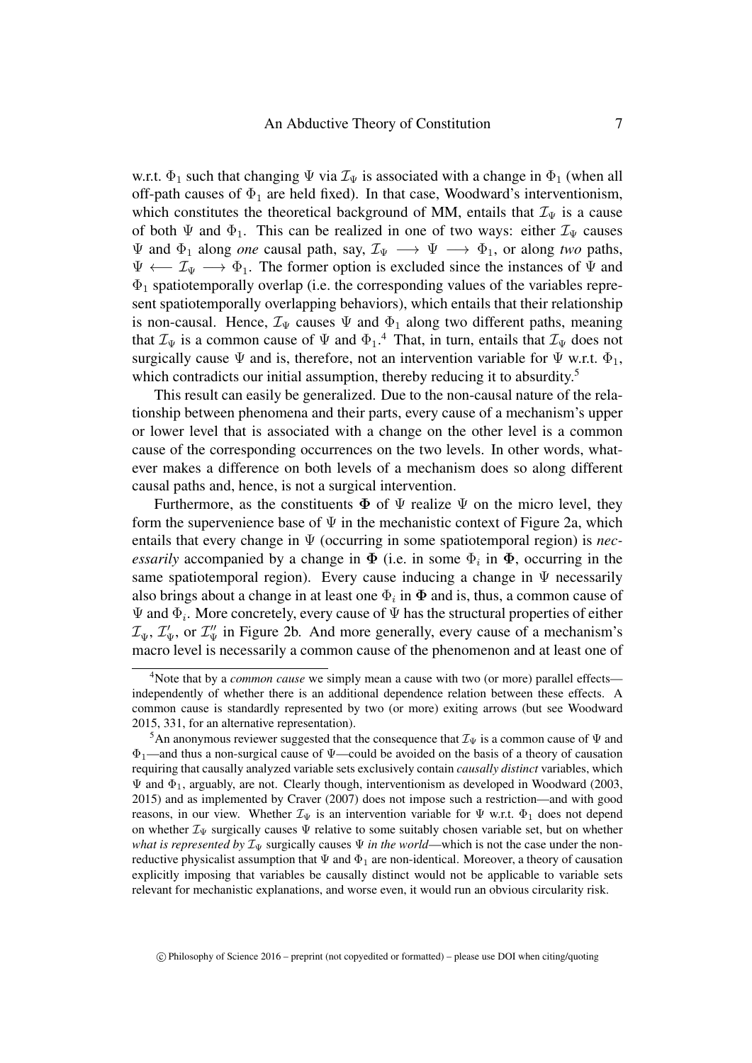w.r.t. $\Phi_1$ such that changing $\Psi$ via $\mathcal{I}_\Psi$ is associated with a change in $\Phi_1$ (when all off-path causes of $\Phi_1$ are held fixed). In that case, Woodward's interventionism, which constitutes the theoretical background of MM, entails that $\mathcal{I}_\Psi$ is a cause of both $\Psi$ and $\Phi_1$. This can be realized in one of two ways: either $\mathcal{I}_\Psi$ causes $\Psi$ and $\Phi_1$ along *one* causal path, say, $\mathcal{I}_\Psi \longrightarrow \Psi \longrightarrow \Phi_1$, or along *two* paths, $\Psi \longleftarrow \mathcal{I}_\Psi \longrightarrow \Phi_1$. The former option is excluded since the instances of $\Psi$ and $\Phi_1$ spatiotemporally overlap (i.e. the corresponding values of the variables represent spatiotemporally overlapping behaviors), which entails that their relationship is non-causal. Hence, $\mathcal{I}_\Psi$ causes $\Psi$ and $\Phi_1$ along two different paths, meaning that $\mathcal{I}_\Psi$ is a common cause of $\Psi$ and $\Phi_1$.[4] That, in turn, entails that $\mathcal{I}_\Psi$ does not surgically cause $\Psi$ and is, therefore, not an intervention variable for $\Psi$ w.r.t. $\Phi_1$, which contradicts our initial assumption, thereby reducing it to absurdity.[5]

This result can easily be generalized. Due to the non-causal nature of the relationship between phenomena and their parts, every cause of a mechanism's upper or lower level that is associated with a change on the other level is a common cause of the corresponding occurrences on the two levels. In other words, whatever makes a difference on both levels of a mechanism does so along different causal paths and, hence, is not a surgical intervention.

Furthermore, as the constituents $\mathbf{\Phi}$ of $\Psi$ realize $\Psi$ on the micro level, they form the supervenience base of $\Psi$ in the mechanistic context of Figure 2a, which entails that every change in $\Psi$ (occurring in some spatiotemporal region) is *necessarily* accompanied by a change in $\mathbf{\Phi}$ (i.e. in some $\Phi_i$ in $\mathbf{\Phi}$, occurring in the same spatiotemporal region). Every cause inducing a change in $\Psi$ necessarily also brings about a change in at least one $\Phi_i$ in $\mathbf{\Phi}$ and is, thus, a common cause of $\Psi$ and $\Phi_i$. More concretely, every cause of $\Psi$ has the structural properties of either $\mathcal{I}_\Psi$, $\mathcal{I}'_\Psi$, or $\mathcal{I}''_\Psi$ in Figure 2b. And more generally, every cause of a mechanism's macro level is necessarily a common cause of the phenomenon and at least one of

[4]Note that by a *common cause* we simply mean a cause with two (or more) parallel effects—independently of whether there is an additional dependence relation between these effects. A common cause is standardly represented by two (or more) exiting arrows (but see Woodward 2015, 331, for an alternative representation).

[5]An anonymous reviewer suggested that the consequence that $\mathcal{I}_\Psi$ is a common cause of $\Psi$ and $\Phi_1$—and thus a non-surgical cause of $\Psi$—could be avoided on the basis of a theory of causation requiring that causally analyzed variable sets exclusively contain *causally distinct* variables, which $\Psi$ and $\Phi_1$, arguably, are not. Clearly though, interventionism as developed in Woodward (2003, 2015) and as implemented by Craver (2007) does not impose such a restriction—and with good reasons, in our view. Whether $\mathcal{I}_\Psi$ is an intervention variable for $\Psi$ w.r.t. $\Phi_1$ does not depend on whether $\mathcal{I}_\Psi$ surgically causes $\Psi$ relative to some suitably chosen variable set, but on whether *what is represented by* $\mathcal{I}_\Psi$ surgically causes $\Psi$ *in the world*—which is not the case under the non-reductive physicalist assumption that $\Psi$ and $\Phi_1$ are non-identical. Moreover, a theory of causation explicitly imposing that variables be causally distinct would not be applicable to variable sets relevant for mechanistic explanations, and worse even, it would run an obvious circularity risk.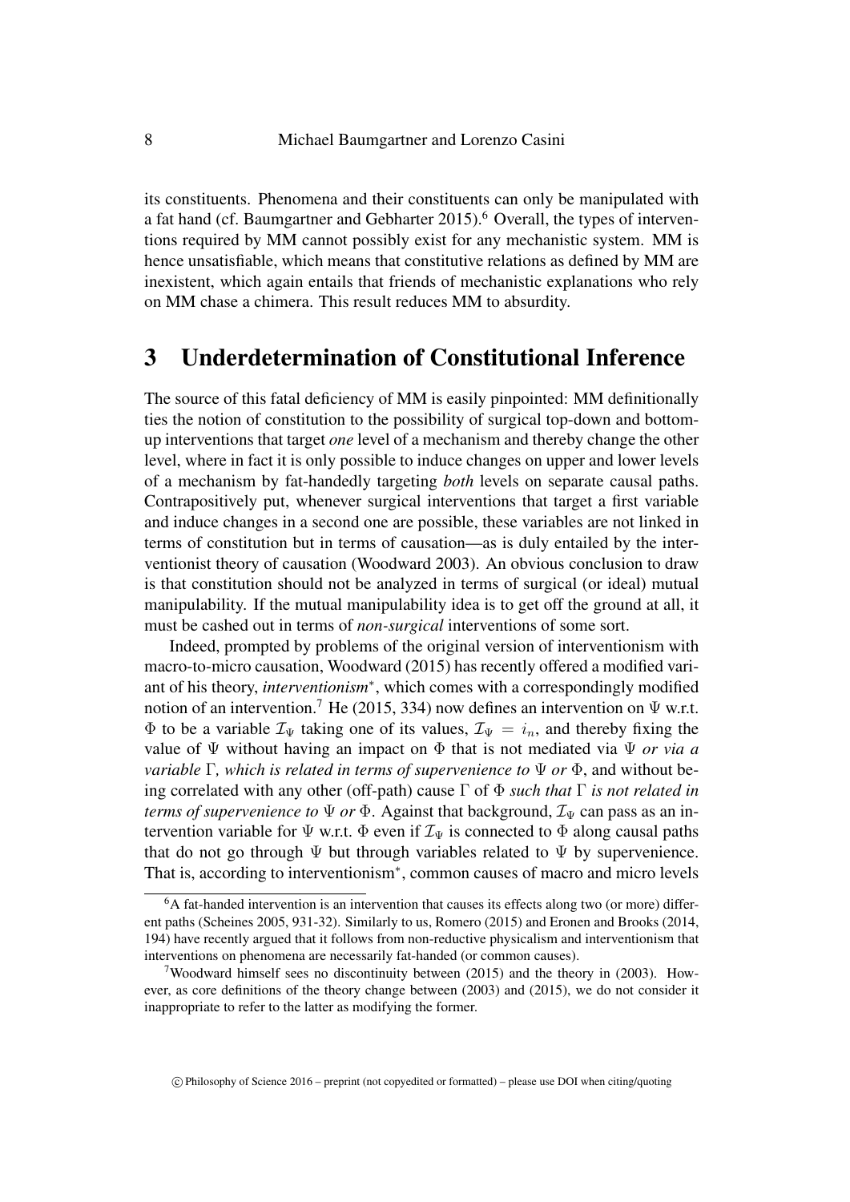its constituents. Phenomena and their constituents can only be manipulated with a fat hand (cf. Baumgartner and Gebharter 2015).[6] Overall, the types of interventions required by MM cannot possibly exist for any mechanistic system. MM is hence unsatisfiable, which means that constitutive relations as defined by MM are inexistent, which again entails that friends of mechanistic explanations who rely on MM chase a chimera. This result reduces MM to absurdity.

# 3 Underdetermination of Constitutional Inference

The source of this fatal deficiency of MM is easily pinpointed: MM definitionally ties the notion of constitution to the possibility of surgical top-down and bottom-up interventions that target *one* level of a mechanism and thereby change the other level, where in fact it is only possible to induce changes on upper and lower levels of a mechanism by fat-handedly targeting *both* levels on separate causal paths. Contrapositively put, whenever surgical interventions that target a first variable and induce changes in a second one are possible, these variables are not linked in terms of constitution but in terms of causation—as is duly entailed by the interventionist theory of causation (Woodward 2003). An obvious conclusion to draw is that constitution should not be analyzed in terms of surgical (or ideal) mutual manipulability. If the mutual manipulability idea is to get off the ground at all, it must be cashed out in terms of *non-surgical* interventions of some sort.

Indeed, prompted by problems of the original version of interventionism with macro-to-micro causation, Woodward (2015) has recently offered a modified variant of his theory, *interventionism*$^*$, which comes with a correspondingly modified notion of an intervention.[7] He (2015, 334) now defines an intervention on $\Psi$ w.r.t. $\Phi$ to be a variable $\mathcal{I}_\Psi$ taking one of its values, $\mathcal{I}_\Psi = i_n$, and thereby fixing the value of $\Psi$ without having an impact on $\Phi$ that is not mediated via $\Psi$ *or via a variable* $\Gamma$*, which is related in terms of supervenience to* $\Psi$ *or* $\Phi$, and without being correlated with any other (off-path) cause $\Gamma$ of $\Phi$ *such that* $\Gamma$ *is not related in terms of supervenience to* $\Psi$ *or* $\Phi$. Against that background, $\mathcal{I}_\Psi$ can pass as an intervention variable for $\Psi$ w.r.t. $\Phi$ even if $\mathcal{I}_\Psi$ is connected to $\Phi$ along causal paths that do not go through $\Psi$ but through variables related to $\Psi$ by supervenience. That is, according to interventionism$^*$, common causes of macro and micro levels

[6] A fat-handed intervention is an intervention that causes its effects along two (or more) different paths (Scheines 2005, 931-32). Similarly to us, Romero (2015) and Eronen and Brooks (2014, 194) have recently argued that it follows from non-reductive physicalism and interventionism that interventions on phenomena are necessarily fat-handed (or common causes).

[7] Woodward himself sees no discontinuity between (2015) and the theory in (2003). However, as core definitions of the theory change between (2003) and (2015), we do not consider it inappropriate to refer to the latter as modifying the former.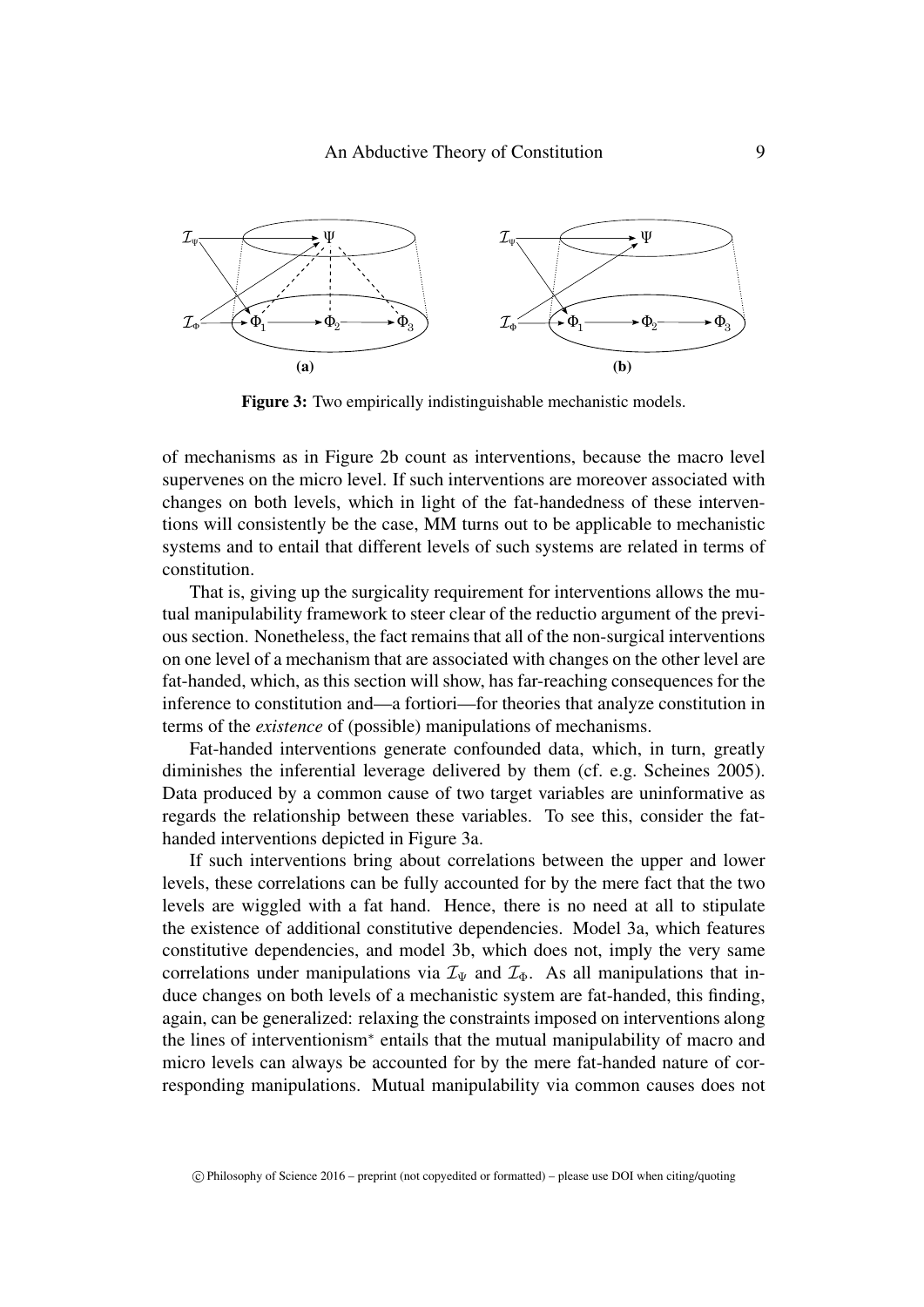**Figure 3:** Two empirically indistinguishable mechanistic models.

of mechanisms as in Figure 2b count as interventions, because the macro level supervenes on the micro level. If such interventions are moreover associated with changes on both levels, which in light of the fat-handedness of these interventions will consistently be the case, MM turns out to be applicable to mechanistic systems and to entail that different levels of such systems are related in terms of constitution.

That is, giving up the surgicality requirement for interventions allows the mutual manipulability framework to steer clear of the reductio argument of the previous section. Nonetheless, the fact remains that all of the non-surgical interventions on one level of a mechanism that are associated with changes on the other level are fat-handed, which, as this section will show, has far-reaching consequences for the inference to constitution and—a fortiori—for theories that analyze constitution in terms of the *existence* of (possible) manipulations of mechanisms.

Fat-handed interventions generate confounded data, which, in turn, greatly diminishes the inferential leverage delivered by them (cf. e.g. Scheines 2005). Data produced by a common cause of two target variables are uninformative as regards the relationship between these variables. To see this, consider the fat-handed interventions depicted in Figure 3a.

If such interventions bring about correlations between the upper and lower levels, these correlations can be fully accounted for by the mere fact that the two levels are wiggled with a fat hand. Hence, there is no need at all to stipulate the existence of additional constitutive dependencies. Model 3a, which features constitutive dependencies, and model 3b, which does not, imply the very same correlations under manipulations via $\mathcal{I}_\Psi$ and $\mathcal{I}_\Phi$. As all manipulations that induce changes on both levels of a mechanistic system are fat-handed, this finding, again, can be generalized: relaxing the constraints imposed on interventions along the lines of interventionism$^*$ entails that the mutual manipulability of macro and micro levels can always be accounted for by the mere fat-handed nature of corresponding manipulations. Mutual manipulability via common causes does not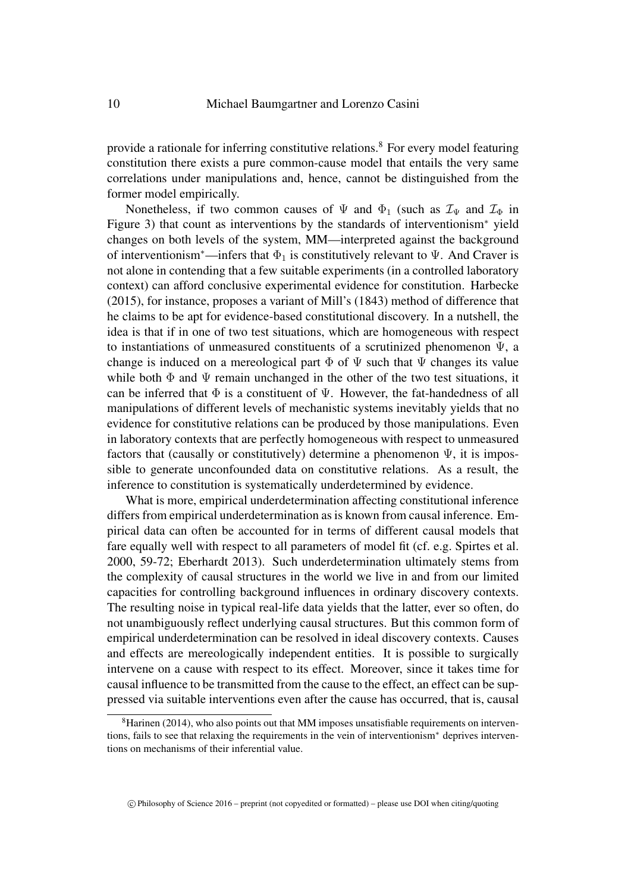provide a rationale for inferring constitutive relations.[8] For every model featuring constitution there exists a pure common-cause model that entails the very same correlations under manipulations and, hence, cannot be distinguished from the former model empirically.

Nonetheless, if two common causes of $\Psi$ and $\Phi_1$ (such as $\mathcal{I}_\Psi$ and $\mathcal{I}_\Phi$ in Figure 3) that count as interventions by the standards of interventionism$^*$ yield changes on both levels of the system, MM—interpreted against the background of interventionism$^*$—infers that $\Phi_1$ is constitutively relevant to $\Psi$. And Craver is not alone in contending that a few suitable experiments (in a controlled laboratory context) can afford conclusive experimental evidence for constitution. Harbecke (2015), for instance, proposes a variant of Mill's (1843) method of difference that he claims to be apt for evidence-based constitutional discovery. In a nutshell, the idea is that if in one of two test situations, which are homogeneous with respect to instantiations of unmeasured constituents of a scrutinized phenomenon $\Psi$, a change is induced on a mereological part $\Phi$ of $\Psi$ such that $\Psi$ changes its value while both $\Phi$ and $\Psi$ remain unchanged in the other of the two test situations, it can be inferred that $\Phi$ is a constituent of $\Psi$. However, the fat-handedness of all manipulations of different levels of mechanistic systems inevitably yields that no evidence for constitutive relations can be produced by those manipulations. Even in laboratory contexts that are perfectly homogeneous with respect to unmeasured factors that (causally or constitutively) determine a phenomenon $\Psi$, it is impossible to generate unconfounded data on constitutive relations. As a result, the inference to constitution is systematically underdetermined by evidence.

What is more, empirical underdetermination affecting constitutional inference differs from empirical underdetermination as is known from causal inference. Empirical data can often be accounted for in terms of different causal models that fare equally well with respect to all parameters of model fit (cf. e.g. Spirtes et al. 2000, 59-72; Eberhardt 2013). Such underdetermination ultimately stems from the complexity of causal structures in the world we live in and from our limited capacities for controlling background influences in ordinary discovery contexts. The resulting noise in typical real-life data yields that the latter, ever so often, do not unambiguously reflect underlying causal structures. But this common form of empirical underdetermination can be resolved in ideal discovery contexts. Causes and effects are mereologically independent entities. It is possible to surgically intervene on a cause with respect to its effect. Moreover, since it takes time for causal influence to be transmitted from the cause to the effect, an effect can be suppressed via suitable interventions even after the cause has occurred, that is, causal

[8] Harinen (2014), who also points out that MM imposes unsatisfiable requirements on interventions, fails to see that relaxing the requirements in the vein of interventionism$^*$ deprives interventions on mechanisms of their inferential value.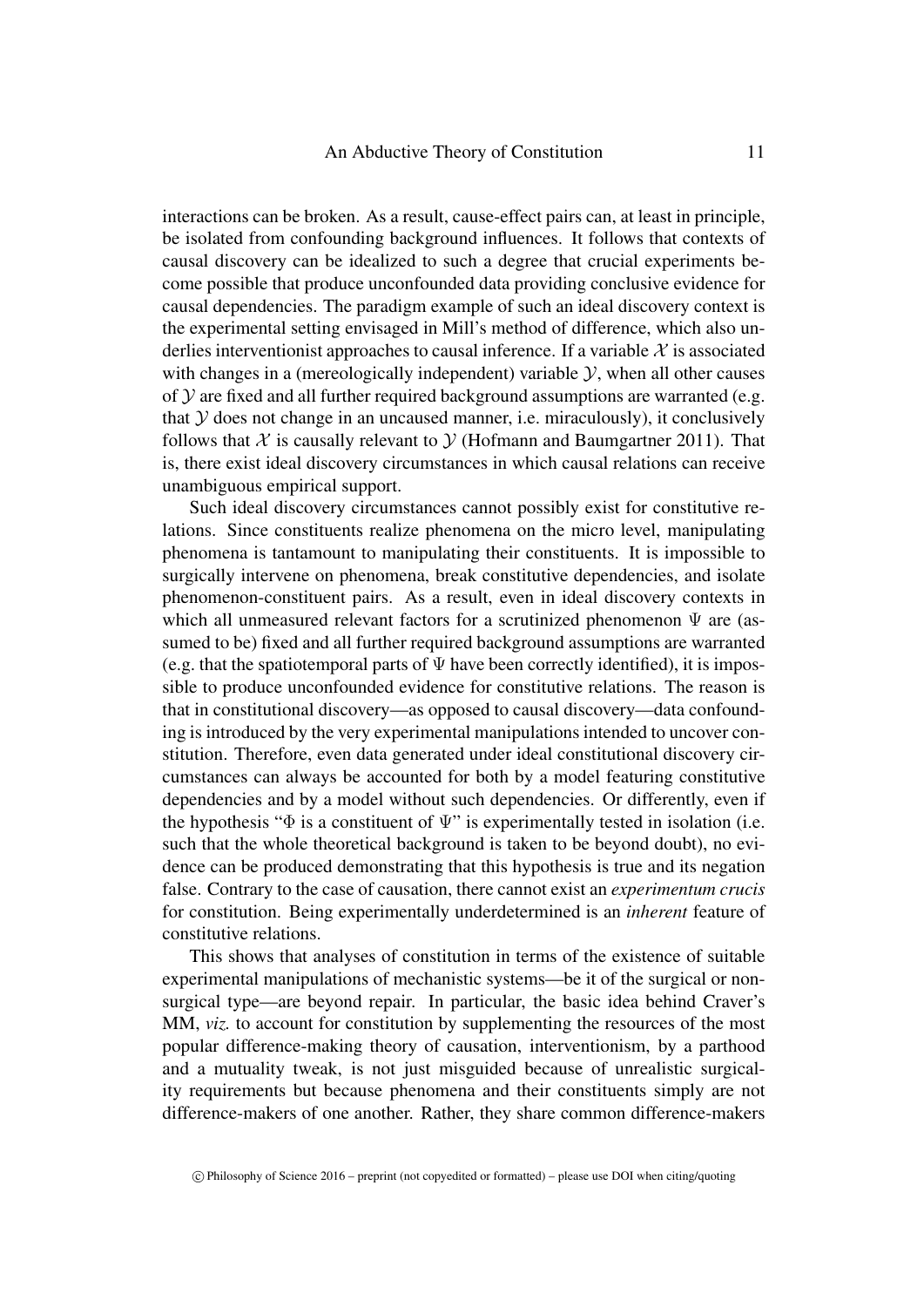interactions can be broken. As a result, cause-effect pairs can, at least in principle, be isolated from confounding background influences. It follows that contexts of causal discovery can be idealized to such a degree that crucial experiments become possible that produce unconfounded data providing conclusive evidence for causal dependencies. The paradigm example of such an ideal discovery context is the experimental setting envisaged in Mill's method of difference, which also underlies interventionist approaches to causal inference. If a variable $\mathcal{X}$ is associated with changes in a (mereologically independent) variable $\mathcal{Y}$, when all other causes of $\mathcal{Y}$ are fixed and all further required background assumptions are warranted (e.g. that $\mathcal{Y}$ does not change in an uncaused manner, i.e. miraculously), it conclusively follows that $\mathcal{X}$ is causally relevant to $\mathcal{Y}$ (Hofmann and Baumgartner 2011). That is, there exist ideal discovery circumstances in which causal relations can receive unambiguous empirical support.

Such ideal discovery circumstances cannot possibly exist for constitutive relations. Since constituents realize phenomena on the micro level, manipulating phenomena is tantamount to manipulating their constituents. It is impossible to surgically intervene on phenomena, break constitutive dependencies, and isolate phenomenon-constituent pairs. As a result, even in ideal discovery contexts in which all unmeasured relevant factors for a scrutinized phenomenon $\Psi$ are (assumed to be) fixed and all further required background assumptions are warranted (e.g. that the spatiotemporal parts of $\Psi$ have been correctly identified), it is impossible to produce unconfounded evidence for constitutive relations. The reason is that in constitutional discovery—as opposed to causal discovery—data confounding is introduced by the very experimental manipulations intended to uncover constitution. Therefore, even data generated under ideal constitutional discovery circumstances can always be accounted for both by a model featuring constitutive dependencies and by a model without such dependencies. Or differently, even if the hypothesis "$\Phi$ is a constituent of $\Psi$" is experimentally tested in isolation (i.e. such that the whole theoretical background is taken to be beyond doubt), no evidence can be produced demonstrating that this hypothesis is true and its negation false. Contrary to the case of causation, there cannot exist an *experimentum crucis* for constitution. Being experimentally underdetermined is an *inherent* feature of constitutive relations.

This shows that analyses of constitution in terms of the existence of suitable experimental manipulations of mechanistic systems—be it of the surgical or non-surgical type—are beyond repair. In particular, the basic idea behind Craver's MM, *viz.* to account for constitution by supplementing the resources of the most popular difference-making theory of causation, interventionism, by a parthood and a mutuality tweak, is not just misguided because of unrealistic surgicality requirements but because phenomena and their constituents simply are not difference-makers of one another. Rather, they share common difference-makers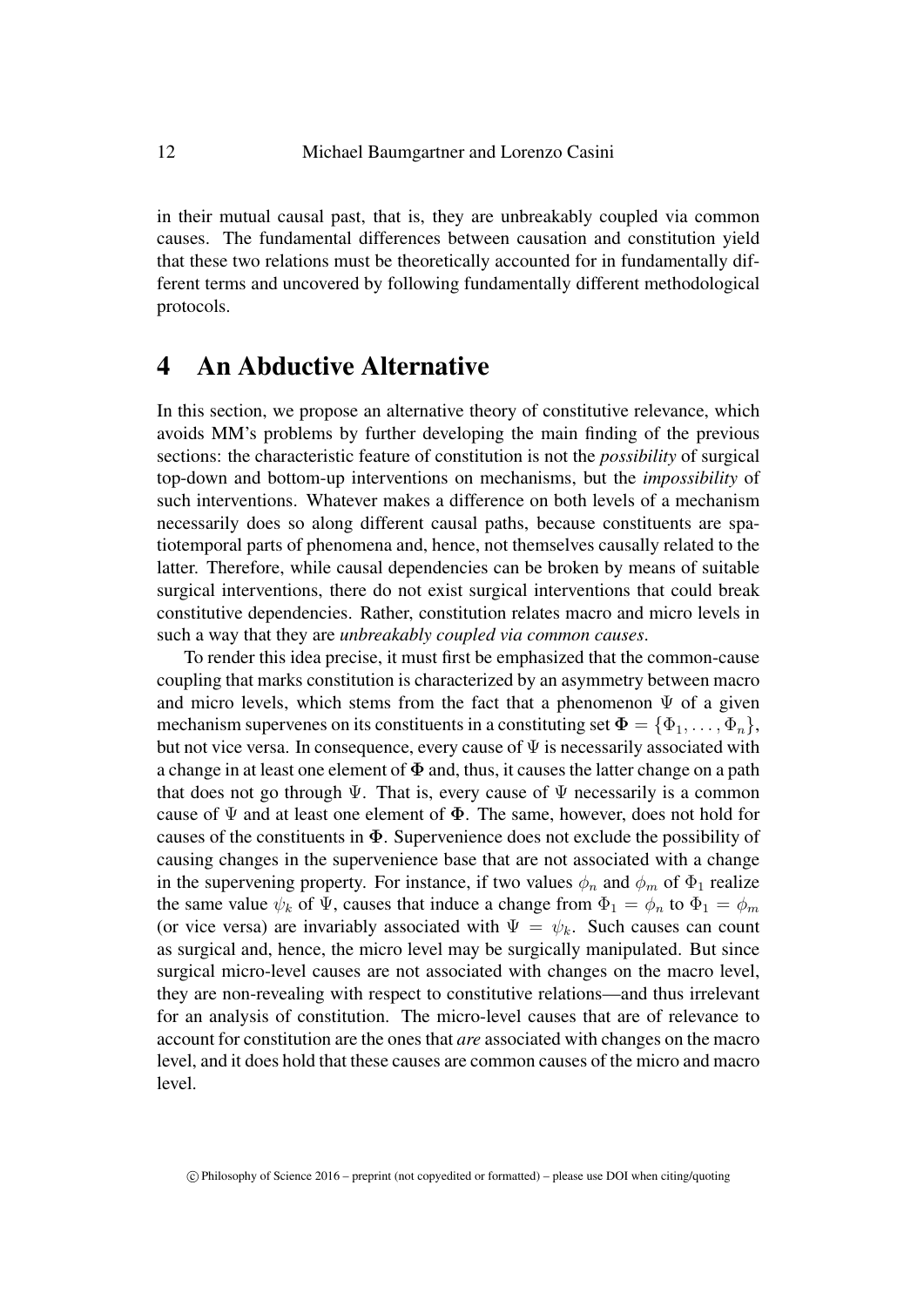in their mutual causal past, that is, they are unbreakably coupled via common causes. The fundamental differences between causation and constitution yield that these two relations must be theoretically accounted for in fundamentally different terms and uncovered by following fundamentally different methodological protocols.

# 4 An Abductive Alternative

In this section, we propose an alternative theory of constitutive relevance, which avoids MM's problems by further developing the main finding of the previous sections: the characteristic feature of constitution is not the *possibility* of surgical top-down and bottom-up interventions on mechanisms, but the *impossibility* of such interventions. Whatever makes a difference on both levels of a mechanism necessarily does so along different causal paths, because constituents are spatiotemporal parts of phenomena and, hence, not themselves causally related to the latter. Therefore, while causal dependencies can be broken by means of suitable surgical interventions, there do not exist surgical interventions that could break constitutive dependencies. Rather, constitution relates macro and micro levels in such a way that they are *unbreakably coupled via common causes*.

To render this idea precise, it must first be emphasized that the common-cause coupling that marks constitution is characterized by an asymmetry between macro and micro levels, which stems from the fact that a phenomenon $\Psi$ of a given mechanism supervenes on its constituents in a constituting set $\mathbf{\Phi} = \{\Phi_1, \ldots, \Phi_n\}$, but not vice versa. In consequence, every cause of $\Psi$ is necessarily associated with a change in at least one element of $\mathbf{\Phi}$ and, thus, it causes the latter change on a path that does not go through $\Psi$. That is, every cause of $\Psi$ necessarily is a common cause of $\Psi$ and at least one element of $\mathbf{\Phi}$. The same, however, does not hold for causes of the constituents in $\mathbf{\Phi}$. Supervenience does not exclude the possibility of causing changes in the supervenience base that are not associated with a change in the supervening property. For instance, if two values $\phi_n$ and $\phi_m$ of $\Phi_1$ realize the same value $\psi_k$ of $\Psi$, causes that induce a change from $\Phi_1 = \phi_n$ to $\Phi_1 = \phi_m$ (or vice versa) are invariably associated with $\Psi = \psi_k$. Such causes can count as surgical and, hence, the micro level may be surgically manipulated. But since surgical micro-level causes are not associated with changes on the macro level, they are non-revealing with respect to constitutive relations—and thus irrelevant for an analysis of constitution. The micro-level causes that are of relevance to account for constitution are the ones that *are* associated with changes on the macro level, and it does hold that these causes are common causes of the micro and macro level.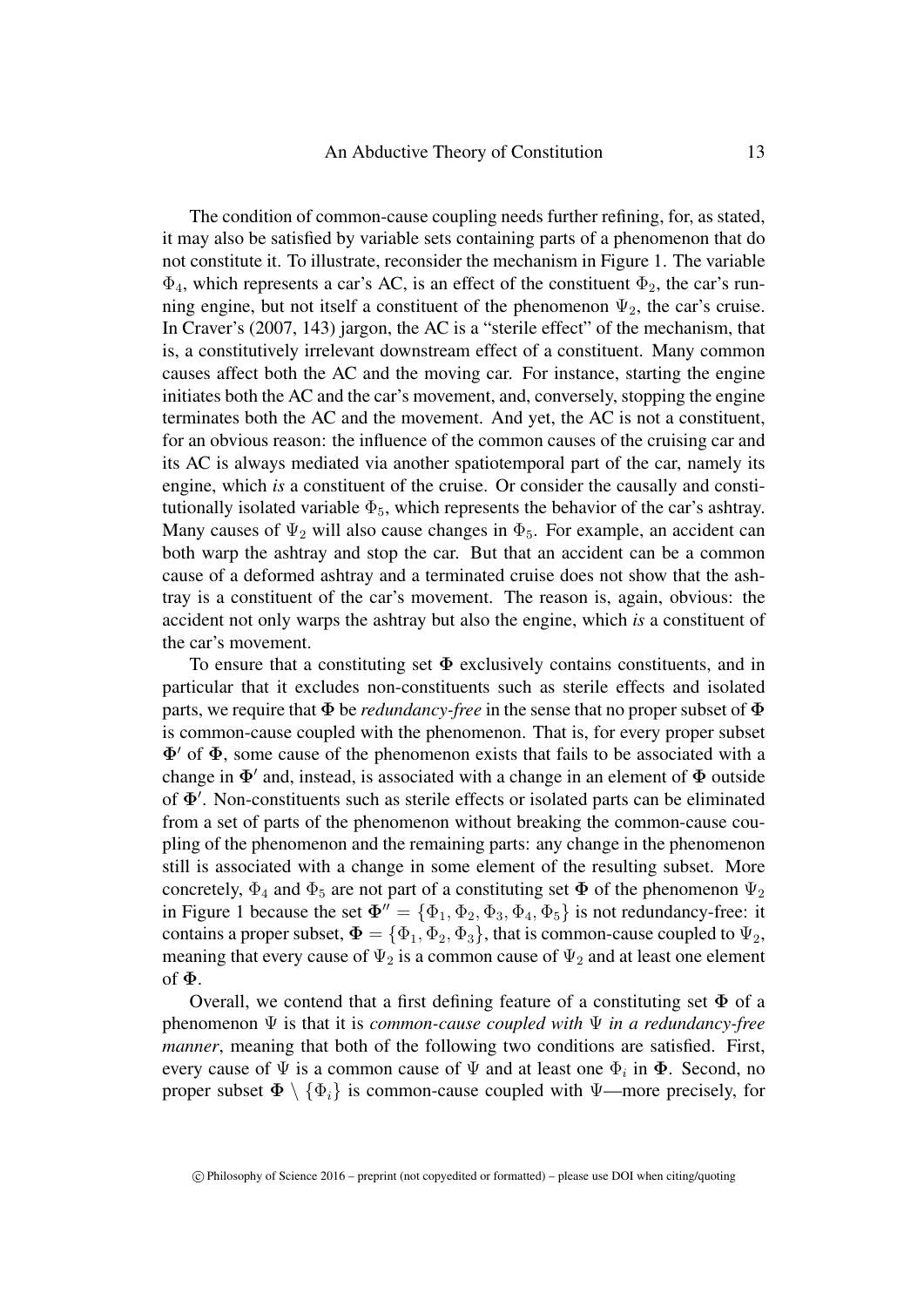The condition of common-cause coupling needs further refining, for, as stated, it may also be satisfied by variable sets containing parts of a phenomenon that do not constitute it. To illustrate, reconsider the mechanism in Figure 1. The variable $\Phi_4$, which represents a car's AC, is an effect of the constituent $\Phi_2$, the car's running engine, but not itself a constituent of the phenomenon $\Psi_2$, the car's cruise. In Craver's (2007, 143) jargon, the AC is a "sterile effect" of the mechanism, that is, a constitutively irrelevant downstream effect of a constituent. Many common causes affect both the AC and the moving car. For instance, starting the engine initiates both the AC and the car's movement, and, conversely, stopping the engine terminates both the AC and the movement. And yet, the AC is not a constituent, for an obvious reason: the influence of the common causes of the cruising car and its AC is always mediated via another spatiotemporal part of the car, namely its engine, which *is* a constituent of the cruise. Or consider the causally and constitutionally isolated variable $\Phi_5$, which represents the behavior of the car's ashtray. Many causes of $\Psi_2$ will also cause changes in $\Phi_5$. For example, an accident can both warp the ashtray and stop the car. But that an accident can be a common cause of a deformed ashtray and a terminated cruise does not show that the ashtray is a constituent of the car's movement. The reason is, again, obvious: the accident not only warps the ashtray but also the engine, which *is* a constituent of the car's movement.

To ensure that a constituting set $\mathbf{\Phi}$ exclusively contains constituents, and in particular that it excludes non-constituents such as sterile effects and isolated parts, we require that $\mathbf{\Phi}$ be *redundancy-free* in the sense that no proper subset of $\mathbf{\Phi}$ is common-cause coupled with the phenomenon. That is, for every proper subset $\mathbf{\Phi}'$ of $\mathbf{\Phi}$, some cause of the phenomenon exists that fails to be associated with a change in $\mathbf{\Phi}'$ and, instead, is associated with a change in an element of $\mathbf{\Phi}$ outside of $\mathbf{\Phi}'$. Non-constituents such as sterile effects or isolated parts can be eliminated from a set of parts of the phenomenon without breaking the common-cause coupling of the phenomenon and the remaining parts: any change in the phenomenon still is associated with a change in some element of the resulting subset. More concretely, $\Phi_4$ and $\Phi_5$ are not part of a constituting set $\mathbf{\Phi}$ of the phenomenon $\Psi_2$ in Figure 1 because the set $\mathbf{\Phi}'' = \{\Phi_1, \Phi_2, \Phi_3, \Phi_4, \Phi_5\}$ is not redundancy-free: it contains a proper subset, $\mathbf{\Phi} = \{\Phi_1, \Phi_2, \Phi_3\}$, that is common-cause coupled to $\Psi_2$, meaning that every cause of $\Psi_2$ is a common cause of $\Psi_2$ and at least one element of $\mathbf{\Phi}$.

Overall, we contend that a first defining feature of a constituting set $\mathbf{\Phi}$ of a phenomenon $\Psi$ is that it is *common-cause coupled with* $\Psi$ *in a redundancy-free manner*, meaning that both of the following two conditions are satisfied. First, every cause of $\Psi$ is a common cause of $\Psi$ and at least one $\Phi_i$ in $\mathbf{\Phi}$. Second, no proper subset $\mathbf{\Phi} \setminus \{\Phi_i\}$ is common-cause coupled with $\Psi$—more precisely, for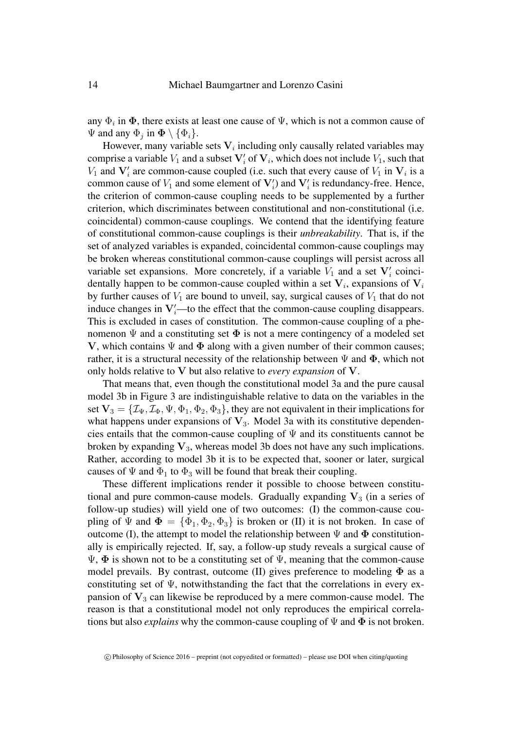any $\Phi_i$ in $\mathbf{\Phi}$, there exists at least one cause of $\Psi$, which is not a common cause of $\Psi$ and any $\Phi_j$ in $\mathbf{\Phi} \setminus \{\Phi_i\}$.

However, many variable sets $\mathbf{V}_i$ including only causally related variables may comprise a variable $V_1$ and a subset $\mathbf{V}'_i$ of $\mathbf{V}_i$, which does not include $V_1$, such that $V_1$ and $\mathbf{V}'_i$ are common-cause coupled (i.e. such that every cause of $V_1$ in $\mathbf{V}_i$ is a common cause of $V_1$ and some element of $\mathbf{V}'_i$) and $\mathbf{V}'_i$ is redundancy-free. Hence, the criterion of common-cause coupling needs to be supplemented by a further criterion, which discriminates between constitutional and non-constitutional (i.e. coincidental) common-cause couplings. We contend that the identifying feature of constitutional common-cause couplings is their *unbreakability*. That is, if the set of analyzed variables is expanded, coincidental common-cause couplings may be broken whereas constitutional common-cause couplings will persist across all variable set expansions. More concretely, if a variable $V_1$ and a set $\mathbf{V}'_i$ coincidentally happen to be common-cause coupled within a set $\mathbf{V}_i$, expansions of $\mathbf{V}_i$ by further causes of $V_1$ are bound to unveil, say, surgical causes of $V_1$ that do not induce changes in $\mathbf{V}'_i$—to the effect that the common-cause coupling disappears. This is excluded in cases of constitution. The common-cause coupling of a phenomenon $\Psi$ and a constituting set $\mathbf{\Phi}$ is not a mere contingency of a modeled set $\mathbf{V}$, which contains $\Psi$ and $\mathbf{\Phi}$ along with a given number of their common causes; rather, it is a structural necessity of the relationship between $\Psi$ and $\mathbf{\Phi}$, which not only holds relative to $\mathbf{V}$ but also relative to *every expansion* of $\mathbf{V}$.

That means that, even though the constitutional model 3a and the pure causal model 3b in Figure 3 are indistinguishable relative to data on the variables in the set $\mathbf{V}_3 = \{\mathcal{I}_\Psi, \mathcal{I}_\Phi, \Psi, \Phi_1, \Phi_2, \Phi_3\}$, they are not equivalent in their implications for what happens under expansions of $\mathbf{V}_3$. Model 3a with its constitutive dependencies entails that the common-cause coupling of $\Psi$ and its constituents cannot be broken by expanding $\mathbf{V}_3$, whereas model 3b does not have any such implications. Rather, according to model 3b it is to be expected that, sooner or later, surgical causes of $\Psi$ and $\Phi_1$ to $\Phi_3$ will be found that break their coupling.

These different implications render it possible to choose between constitutional and pure common-cause models. Gradually expanding $\mathbf{V}_3$ (in a series of follow-up studies) will yield one of two outcomes: (I) the common-cause coupling of $\Psi$ and $\mathbf{\Phi} = \{\Phi_1, \Phi_2, \Phi_3\}$ is broken or (II) it is not broken. In case of outcome (I), the attempt to model the relationship between $\Psi$ and $\mathbf{\Phi}$ constitutionally is empirically rejected. If, say, a follow-up study reveals a surgical cause of $\Psi$, $\mathbf{\Phi}$ is shown not to be a constituting set of $\Psi$, meaning that the common-cause model prevails. By contrast, outcome (II) gives preference to modeling $\mathbf{\Phi}$ as a constituting set of $\Psi$, notwithstanding the fact that the correlations in every expansion of $\mathbf{V}_3$ can likewise be reproduced by a mere common-cause model. The reason is that a constitutional model not only reproduces the empirical correlations but also *explains* why the common-cause coupling of $\Psi$ and $\mathbf{\Phi}$ is not broken.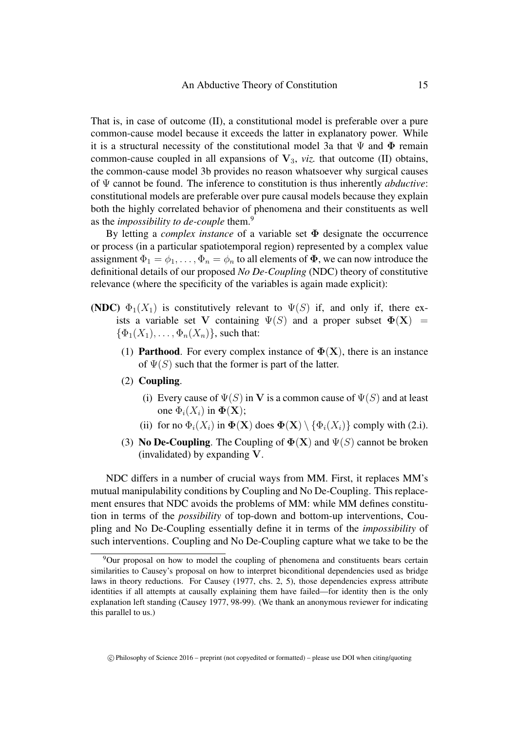That is, in case of outcome (II), a constitutional model is preferable over a pure common-cause model because it exceeds the latter in explanatory power. While it is a structural necessity of the constitutional model 3a that $\Psi$ and $\mathbf{\Phi}$ remain common-cause coupled in all expansions of $\mathbf{V}_3$, *viz.* that outcome (II) obtains, the common-cause model 3b provides no reason whatsoever why surgical causes of $\Psi$ cannot be found. The inference to constitution is thus inherently *abductive*: constitutional models are preferable over pure causal models because they explain both the highly correlated behavior of phenomena and their constituents as well as the *impossibility to de-couple* them.[9]

By letting a *complex instance* of a variable set $\mathbf{\Phi}$ designate the occurrence or process (in a particular spatiotemporal region) represented by a complex value assignment $\Phi_1 = \phi_1, \ldots, \Phi_n = \phi_n$ to all elements of $\mathbf{\Phi}$, we can now introduce the definitional details of our proposed *No De-Coupling* (NDC) theory of constitutive relevance (where the specificity of the variables is again made explicit):

**(NDC)** $\Phi_1(X_1)$ is constitutively relevant to $\Psi(S)$ if, and only if, there exists a variable set $\mathbf{V}$ containing $\Psi(S)$ and a proper subset $\mathbf{\Phi}(\mathbf{X}) = \{\Phi_1(X_1), \ldots, \Phi_n(X_n)\}$, such that:

(1) **Parthood**. For every complex instance of $\mathbf{\Phi}(\mathbf{X})$, there is an instance of $\Psi(S)$ such that the former is part of the latter.

(2) **Coupling**.

(i) Every cause of $\Psi(S)$ in $\mathbf{V}$ is a common cause of $\Psi(S)$ and at least one $\Phi_i(X_i)$ in $\mathbf{\Phi}(\mathbf{X})$;

(ii) for no $\Phi_i(X_i)$ in $\mathbf{\Phi}(\mathbf{X})$ does $\mathbf{\Phi}(\mathbf{X}) \setminus \{\Phi_i(X_i)\}$ comply with (2.i).

(3) **No De-Coupling**. The Coupling of $\mathbf{\Phi}(\mathbf{X})$ and $\Psi(S)$ cannot be broken (invalidated) by expanding $\mathbf{V}$.

NDC differs in a number of crucial ways from MM. First, it replaces MM's mutual manipulability conditions by Coupling and No De-Coupling. This replacement ensures that NDC avoids the problems of MM: while MM defines constitution in terms of the *possibility* of top-down and bottom-up interventions, Coupling and No De-Coupling essentially define it in terms of the *impossibility* of such interventions. Coupling and No De-Coupling capture what we take to be the

[9] Our proposal on how to model the coupling of phenomena and constituents bears certain similarities to Causey's proposal on how to interpret biconditional dependencies used as bridge laws in theory reductions. For Causey (1977, chs. 2, 5), those dependencies express attribute identities if all attempts at causally explaining them have failed—for identity then is the only explanation left standing (Causey 1977, 98-99). (We thank an anonymous reviewer for indicating this parallel to us.)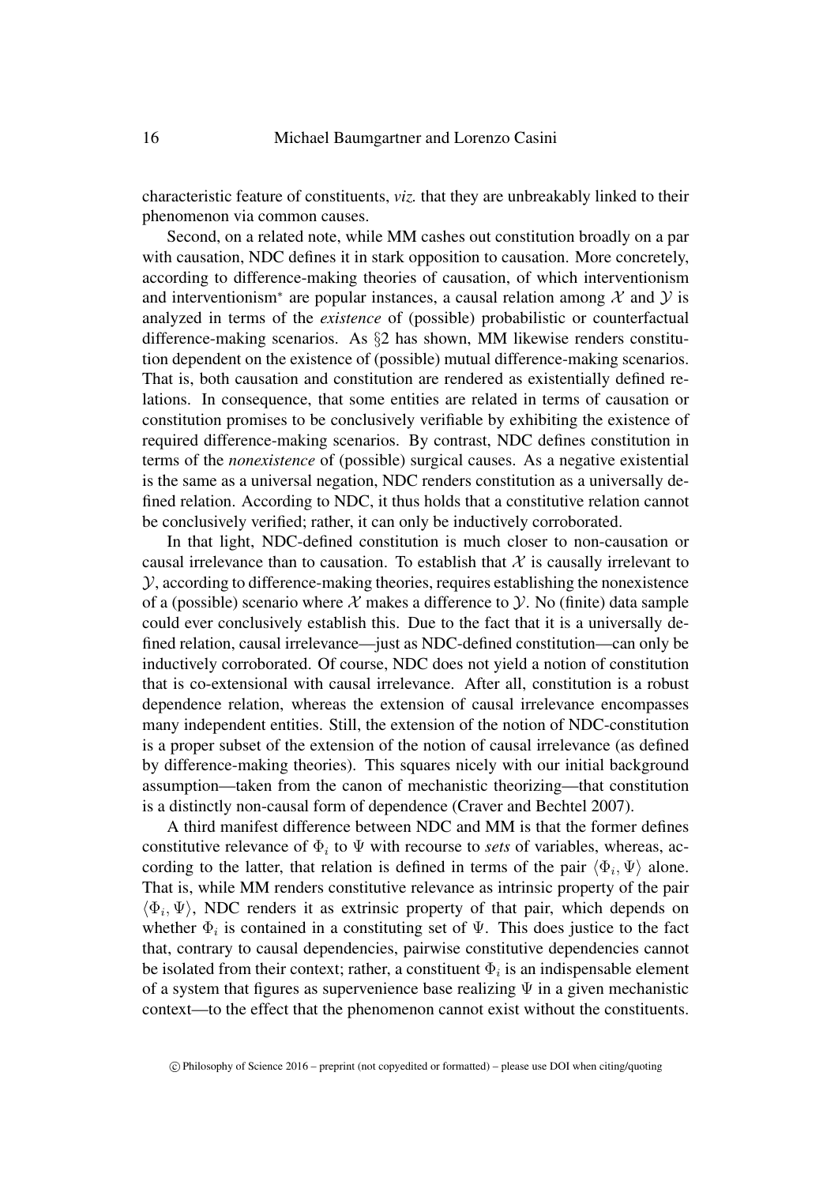characteristic feature of constituents, *viz.* that they are unbreakably linked to their phenomenon via common causes.

Second, on a related note, while MM cashes out constitution broadly on a par with causation, NDC defines it in stark opposition to causation. More concretely, according to difference-making theories of causation, of which interventionism and interventionism* are popular instances, a causal relation among $\mathcal{X}$ and $\mathcal{Y}$ is analyzed in terms of the *existence* of (possible) probabilistic or counterfactual difference-making scenarios. As §2 has shown, MM likewise renders constitution dependent on the existence of (possible) mutual difference-making scenarios. That is, both causation and constitution are rendered as existentially defined relations. In consequence, that some entities are related in terms of causation or constitution promises to be conclusively verifiable by exhibiting the existence of required difference-making scenarios. By contrast, NDC defines constitution in terms of the *nonexistence* of (possible) surgical causes. As a negative existential is the same as a universal negation, NDC renders constitution as a universally defined relation. According to NDC, it thus holds that a constitutive relation cannot be conclusively verified; rather, it can only be inductively corroborated.

In that light, NDC-defined constitution is much closer to non-causation or causal irrelevance than to causation. To establish that $\mathcal{X}$ is causally irrelevant to $\mathcal{Y}$, according to difference-making theories, requires establishing the nonexistence of a (possible) scenario where $\mathcal{X}$ makes a difference to $\mathcal{Y}$. No (finite) data sample could ever conclusively establish this. Due to the fact that it is a universally defined relation, causal irrelevance—just as NDC-defined constitution—can only be inductively corroborated. Of course, NDC does not yield a notion of constitution that is co-extensional with causal irrelevance. After all, constitution is a robust dependence relation, whereas the extension of causal irrelevance encompasses many independent entities. Still, the extension of the notion of NDC-constitution is a proper subset of the extension of the notion of causal irrelevance (as defined by difference-making theories). This squares nicely with our initial background assumption—taken from the canon of mechanistic theorizing—that constitution is a distinctly non-causal form of dependence (Craver and Bechtel 2007).

A third manifest difference between NDC and MM is that the former defines constitutive relevance of $\Phi_i$ to $\Psi$ with recourse to *sets* of variables, whereas, according to the latter, that relation is defined in terms of the pair $\langle \Phi_i, \Psi \rangle$ alone. That is, while MM renders constitutive relevance as intrinsic property of the pair $\langle \Phi_i, \Psi \rangle$, NDC renders it as extrinsic property of that pair, which depends on whether $\Phi_i$ is contained in a constituting set of $\Psi$. This does justice to the fact that, contrary to causal dependencies, pairwise constitutive dependencies cannot be isolated from their context; rather, a constituent $\Phi_i$ is an indispensable element of a system that figures as supervenience base realizing $\Psi$ in a given mechanistic context—to the effect that the phenomenon cannot exist without the constituents.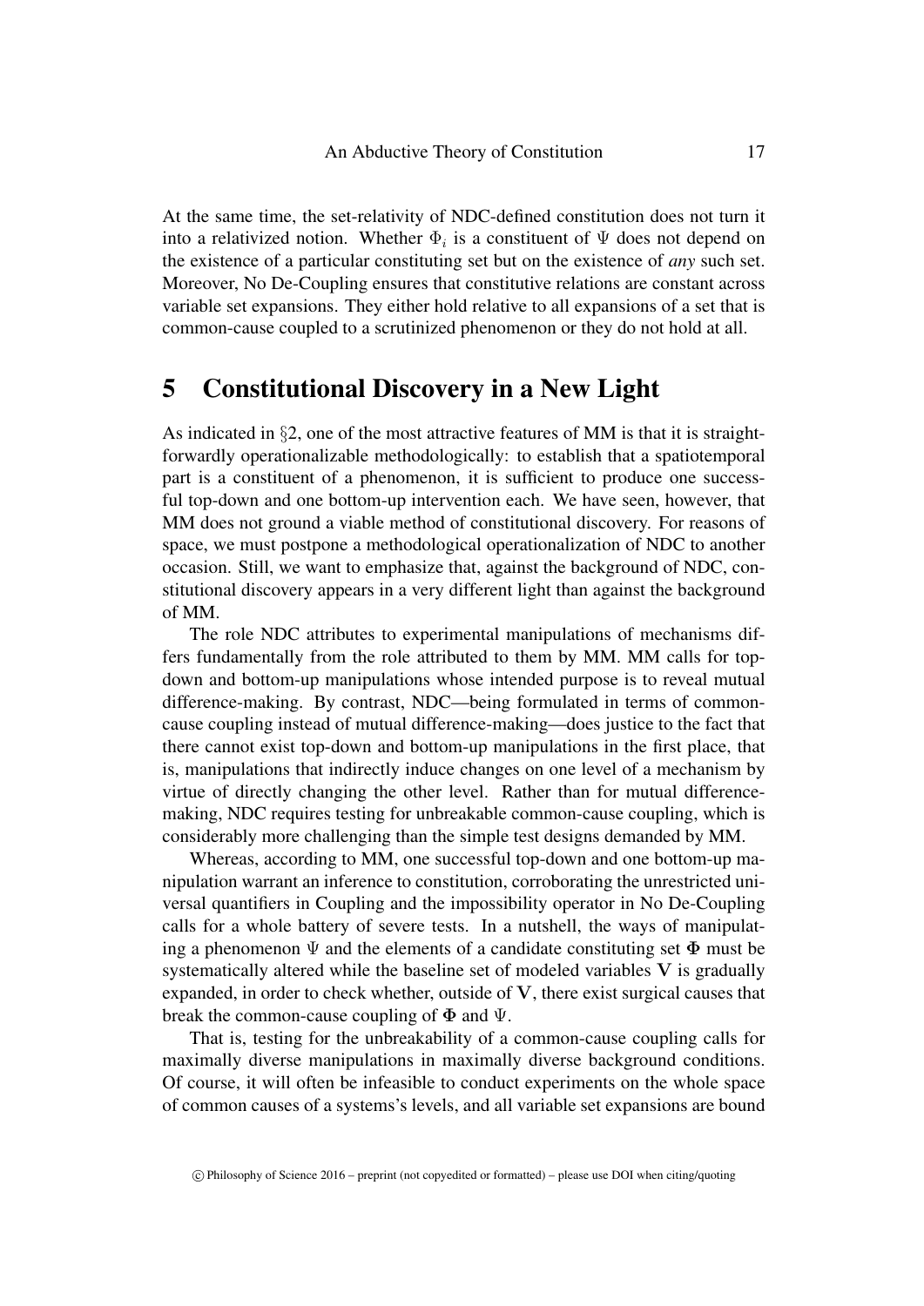At the same time, the set-relativity of NDC-defined constitution does not turn it into a relativized notion. Whether $\Phi_i$ is a constituent of $\Psi$ does not depend on the existence of a particular constituting set but on the existence of *any* such set. Moreover, No De-Coupling ensures that constitutive relations are constant across variable set expansions. They either hold relative to all expansions of a set that is common-cause coupled to a scrutinized phenomenon or they do not hold at all.

# 5 Constitutional Discovery in a New Light

As indicated in §2, one of the most attractive features of MM is that it is straightforwardly operationalizable methodologically: to establish that a spatiotemporal part is a constituent of a phenomenon, it is sufficient to produce one successful top-down and one bottom-up intervention each. We have seen, however, that MM does not ground a viable method of constitutional discovery. For reasons of space, we must postpone a methodological operationalization of NDC to another occasion. Still, we want to emphasize that, against the background of NDC, constitutional discovery appears in a very different light than against the background of MM.

The role NDC attributes to experimental manipulations of mechanisms differs fundamentally from the role attributed to them by MM. MM calls for top-down and bottom-up manipulations whose intended purpose is to reveal mutual difference-making. By contrast, NDC—being formulated in terms of common-cause coupling instead of mutual difference-making—does justice to the fact that there cannot exist top-down and bottom-up manipulations in the first place, that is, manipulations that indirectly induce changes on one level of a mechanism by virtue of directly changing the other level. Rather than for mutual difference-making, NDC requires testing for unbreakable common-cause coupling, which is considerably more challenging than the simple test designs demanded by MM.

Whereas, according to MM, one successful top-down and one bottom-up manipulation warrant an inference to constitution, corroborating the unrestricted universal quantifiers in Coupling and the impossibility operator in No De-Coupling calls for a whole battery of severe tests. In a nutshell, the ways of manipulating a phenomenon $\Psi$ and the elements of a candidate constituting set $\mathbf{\Phi}$ must be systematically altered while the baseline set of modeled variables $\mathbf{V}$ is gradually expanded, in order to check whether, outside of $\mathbf{V}$, there exist surgical causes that break the common-cause coupling of $\mathbf{\Phi}$ and $\Psi$.

That is, testing for the unbreakability of a common-cause coupling calls for maximally diverse manipulations in maximally diverse background conditions. Of course, it will often be infeasible to conduct experiments on the whole space of common causes of a systems's levels, and all variable set expansions are bound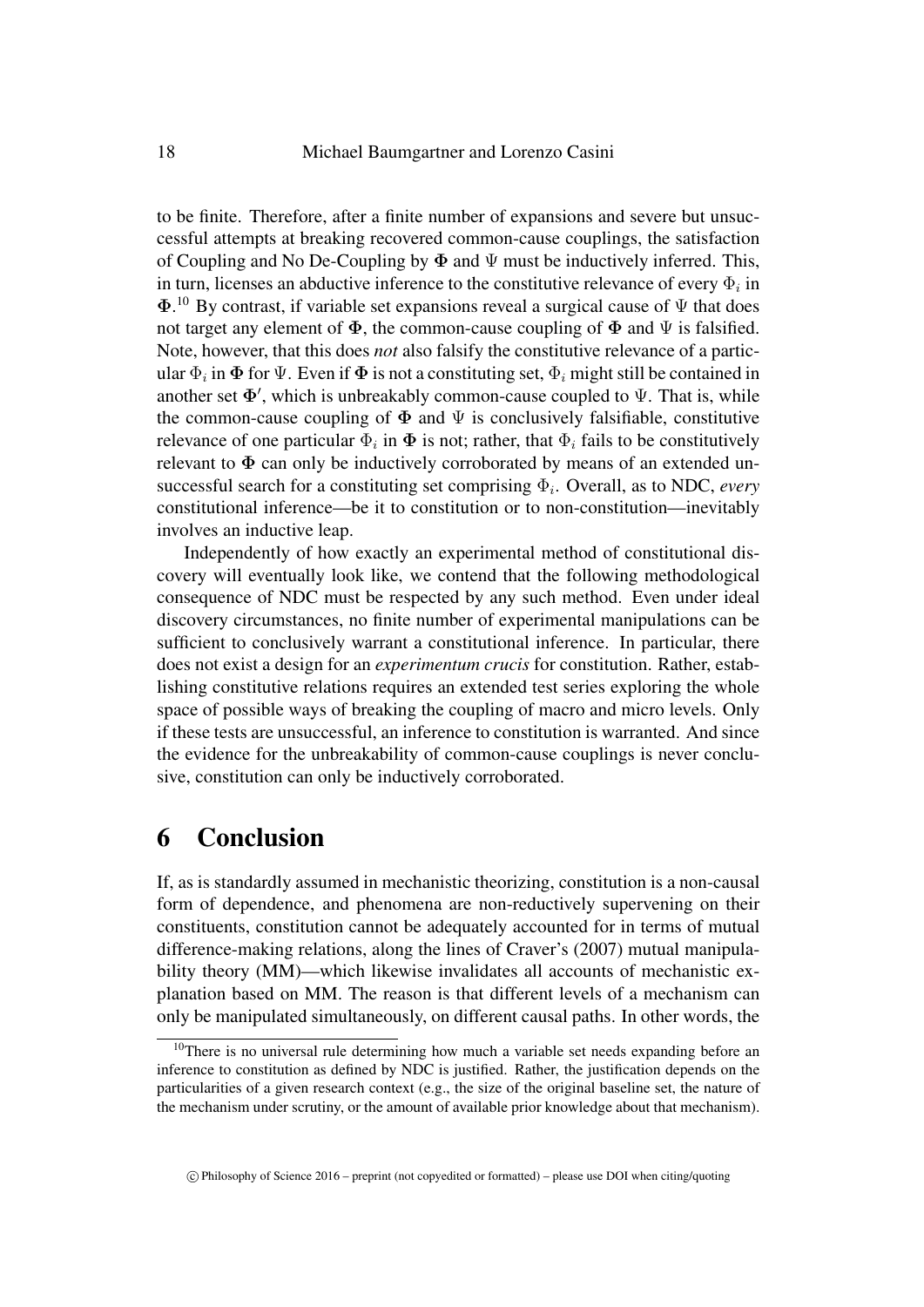to be finite. Therefore, after a finite number of expansions and severe but unsuccessful attempts at breaking recovered common-cause couplings, the satisfaction of Coupling and No De-Coupling by $\mathbf{\Phi}$ and $\Psi$ must be inductively inferred. This, in turn, licenses an abductive inference to the constitutive relevance of every $\Phi_i$ in $\mathbf{\Phi}$.[10] By contrast, if variable set expansions reveal a surgical cause of $\Psi$ that does not target any element of $\mathbf{\Phi}$, the common-cause coupling of $\mathbf{\Phi}$ and $\Psi$ is falsified. Note, however, that this does *not* also falsify the constitutive relevance of a particular $\Phi_i$ in $\mathbf{\Phi}$ for $\Psi$. Even if $\mathbf{\Phi}$ is not a constituting set, $\Phi_i$ might still be contained in another set $\mathbf{\Phi}'$, which is unbreakably common-cause coupled to $\Psi$. That is, while the common-cause coupling of $\mathbf{\Phi}$ and $\Psi$ is conclusively falsifiable, constitutive relevance of one particular $\Phi_i$ in $\mathbf{\Phi}$ is not; rather, that $\Phi_i$ fails to be constitutively relevant to $\mathbf{\Phi}$ can only be inductively corroborated by means of an extended unsuccessful search for a constituting set comprising $\Phi_i$. Overall, as to NDC, *every* constitutional inference—be it to constitution or to non-constitution—inevitably involves an inductive leap.

Independently of how exactly an experimental method of constitutional discovery will eventually look like, we contend that the following methodological consequence of NDC must be respected by any such method. Even under ideal discovery circumstances, no finite number of experimental manipulations can be sufficient to conclusively warrant a constitutional inference. In particular, there does not exist a design for an *experimentum crucis* for constitution. Rather, establishing constitutive relations requires an extended test series exploring the whole space of possible ways of breaking the coupling of macro and micro levels. Only if these tests are unsuccessful, an inference to constitution is warranted. And since the evidence for the unbreakability of common-cause couplings is never conclusive, constitution can only be inductively corroborated.

# 6 Conclusion

If, as is standardly assumed in mechanistic theorizing, constitution is a non-causal form of dependence, and phenomena are non-reductively supervening on their constituents, constitution cannot be adequately accounted for in terms of mutual difference-making relations, along the lines of Craver's (2007) mutual manipulability theory (MM)—which likewise invalidates all accounts of mechanistic explanation based on MM. The reason is that different levels of a mechanism can only be manipulated simultaneously, on different causal paths. In other words, the

[10] There is no universal rule determining how much a variable set needs expanding before an inference to constitution as defined by NDC is justified. Rather, the justification depends on the particularities of a given research context (e.g., the size of the original baseline set, the nature of the mechanism under scrutiny, or the amount of available prior knowledge about that mechanism).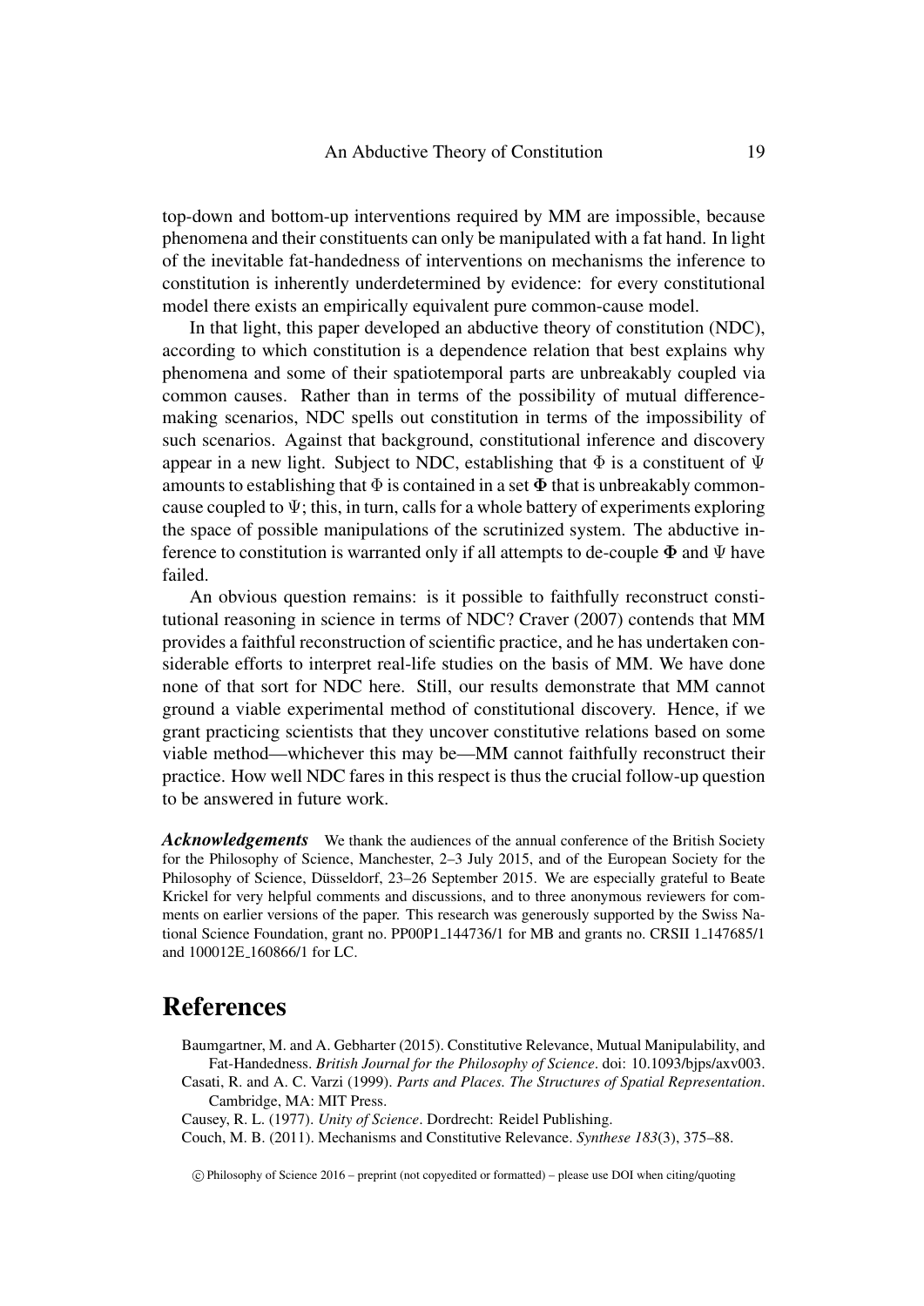top-down and bottom-up interventions required by MM are impossible, because phenomena and their constituents can only be manipulated with a fat hand. In light of the inevitable fat-handedness of interventions on mechanisms the inference to constitution is inherently underdetermined by evidence: for every constitutional model there exists an empirically equivalent pure common-cause model.

In that light, this paper developed an abductive theory of constitution (NDC), according to which constitution is a dependence relation that best explains why phenomena and some of their spatiotemporal parts are unbreakably coupled via common causes. Rather than in terms of the possibility of mutual difference-making scenarios, NDC spells out constitution in terms of the impossibility of such scenarios. Against that background, constitutional inference and discovery appear in a new light. Subject to NDC, establishing that $\Phi$ is a constituent of $\Psi$ amounts to establishing that $\Phi$ is contained in a set $\mathbf{\Phi}$ that is unbreakably common-cause coupled to $\Psi$; this, in turn, calls for a whole battery of experiments exploring the space of possible manipulations of the scrutinized system. The abductive inference to constitution is warranted only if all attempts to de-couple $\mathbf{\Phi}$ and $\Psi$ have failed.

An obvious question remains: is it possible to faithfully reconstruct constitutional reasoning in science in terms of NDC? Craver (2007) contends that MM provides a faithful reconstruction of scientific practice, and he has undertaken considerable efforts to interpret real-life studies on the basis of MM. We have done none of that sort for NDC here. Still, our results demonstrate that MM cannot ground a viable experimental method of constitutional discovery. Hence, if we grant practicing scientists that they uncover constitutive relations based on some viable method—whichever this may be—MM cannot faithfully reconstruct their practice. How well NDC fares in this respect is thus the crucial follow-up question to be answered in future work.

***Acknowledgements*** We thank the audiences of the annual conference of the British Society for the Philosophy of Science, Manchester, 2–3 July 2015, and of the European Society for the Philosophy of Science, Düsseldorf, 23–26 September 2015. We are especially grateful to Beate Krickel for very helpful comments and discussions, and to three anonymous reviewers for comments on earlier versions of the paper. This research was generously supported by the Swiss National Science Foundation, grant no. PP00P1_144736/1 for MB and grants no. CRSII 1_147685/1 and 100012E_160866/1 for LC.

# References

Baumgartner, M. and A. Gebharter (2015). Constitutive Relevance, Mutual Manipulability, and Fat-Handedness. *British Journal for the Philosophy of Science*. doi: 10.1093/bjps/axv003.

Casati, R. and A. C. Varzi (1999). *Parts and Places. The Structures of Spatial Representation*. Cambridge, MA: MIT Press.

Causey, R. L. (1977). *Unity of Science*. Dordrecht: Reidel Publishing.

Couch, M. B. (2011). Mechanisms and Constitutive Relevance. *Synthese 183*(3), 375–88.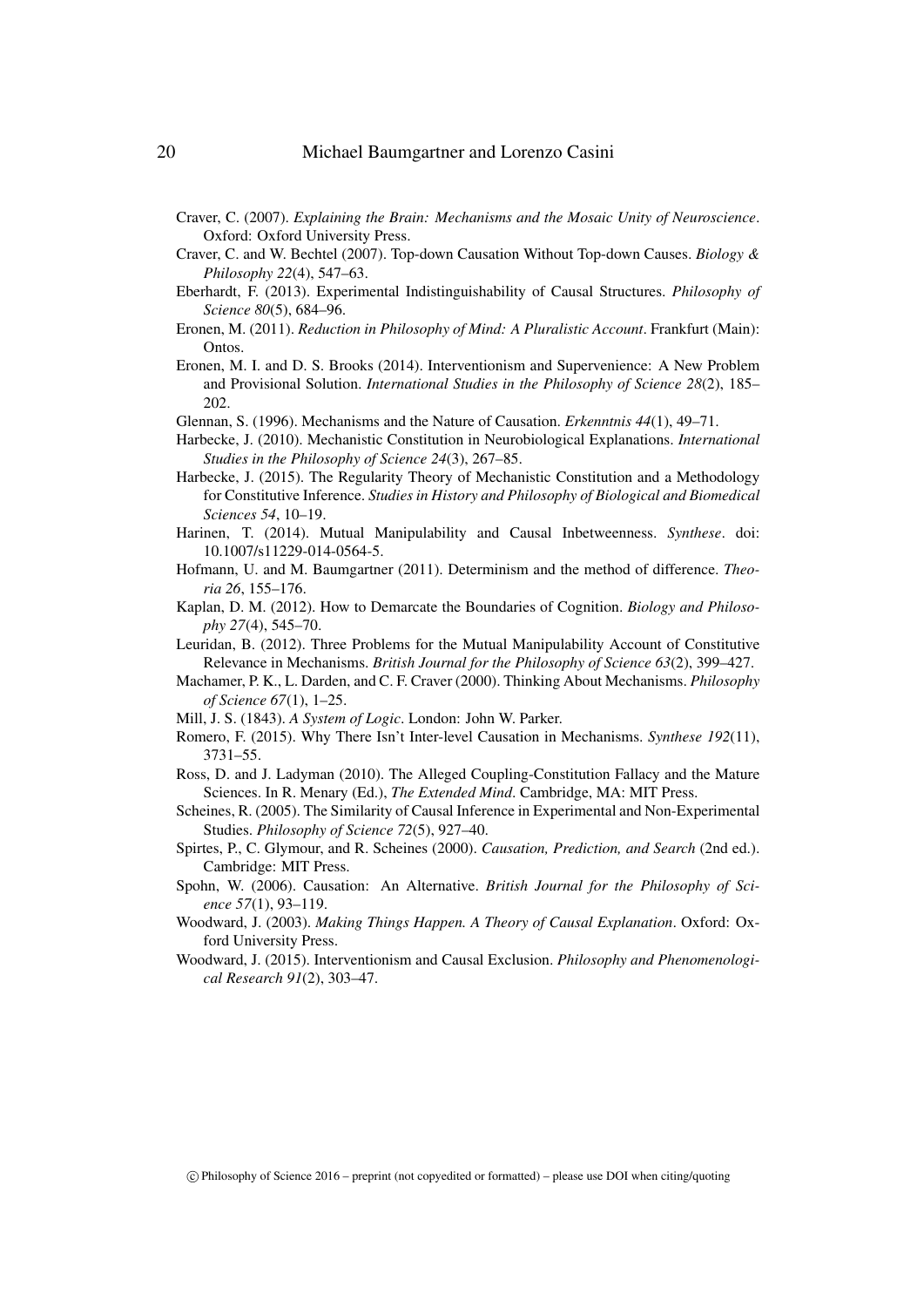Craver, C. (2007). *Explaining the Brain: Mechanisms and the Mosaic Unity of Neuroscience*. Oxford: Oxford University Press.

Craver, C. and W. Bechtel (2007). Top-down Causation Without Top-down Causes. *Biology & Philosophy 22*(4), 547–63.

Eberhardt, F. (2013). Experimental Indistinguishability of Causal Structures. *Philosophy of Science 80*(5), 684–96.

Eronen, M. (2011). *Reduction in Philosophy of Mind: A Pluralistic Account*. Frankfurt (Main): Ontos.

Eronen, M. I. and D. S. Brooks (2014). Interventionism and Supervenience: A New Problem and Provisional Solution. *International Studies in the Philosophy of Science 28*(2), 185–202.

Glennan, S. (1996). Mechanisms and the Nature of Causation. *Erkenntnis 44*(1), 49–71.

Harbecke, J. (2010). Mechanistic Constitution in Neurobiological Explanations. *International Studies in the Philosophy of Science 24*(3), 267–85.

Harbecke, J. (2015). The Regularity Theory of Mechanistic Constitution and a Methodology for Constitutive Inference. *Studies in History and Philosophy of Biological and Biomedical Sciences 54*, 10–19.

Harinen, T. (2014). Mutual Manipulability and Causal Inbetweenness. *Synthese*. doi: 10.1007/s11229-014-0564-5.

Hofmann, U. and M. Baumgartner (2011). Determinism and the method of difference. *Theoria 26*, 155–176.

Kaplan, D. M. (2012). How to Demarcate the Boundaries of Cognition. *Biology and Philosophy 27*(4), 545–70.

Leuridan, B. (2012). Three Problems for the Mutual Manipulability Account of Constitutive Relevance in Mechanisms. *British Journal for the Philosophy of Science 63*(2), 399–427.

Machamer, P. K., L. Darden, and C. F. Craver (2000). Thinking About Mechanisms. *Philosophy of Science 67*(1), 1–25.

Mill, J. S. (1843). *A System of Logic*. London: John W. Parker.

Romero, F. (2015). Why There Isn't Inter-level Causation in Mechanisms. *Synthese 192*(11), 3731–55.

Ross, D. and J. Ladyman (2010). The Alleged Coupling-Constitution Fallacy and the Mature Sciences. In R. Menary (Ed.), *The Extended Mind*. Cambridge, MA: MIT Press.

Scheines, R. (2005). The Similarity of Causal Inference in Experimental and Non-Experimental Studies. *Philosophy of Science 72*(5), 927–40.

Spirtes, P., C. Glymour, and R. Scheines (2000). *Causation, Prediction, and Search* (2nd ed.). Cambridge: MIT Press.

Spohn, W. (2006). Causation: An Alternative. *British Journal for the Philosophy of Science 57*(1), 93–119.

Woodward, J. (2003). *Making Things Happen. A Theory of Causal Explanation*. Oxford: Oxford University Press.

Woodward, J. (2015). Interventionism and Causal Exclusion. *Philosophy and Phenomenological Research 91*(2), 303–47.

© Philosophy of Science 2016 – preprint (not copyedited or formatted) – please use DOI when citing/quoting